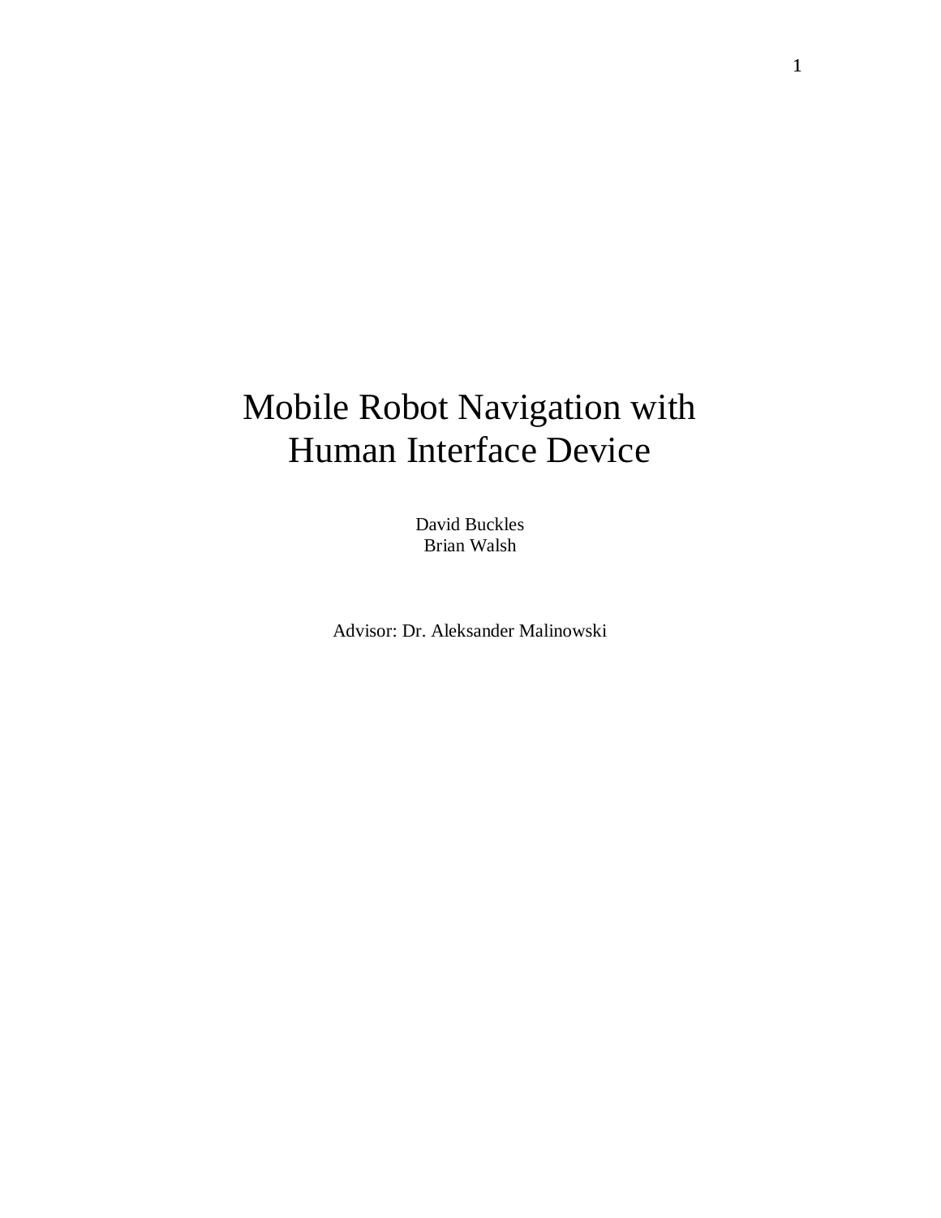# Mobile Robot Navigation with Human Interface Device

David Buckles
Brian Walsh

Advisor: Dr. Aleksander Malinowski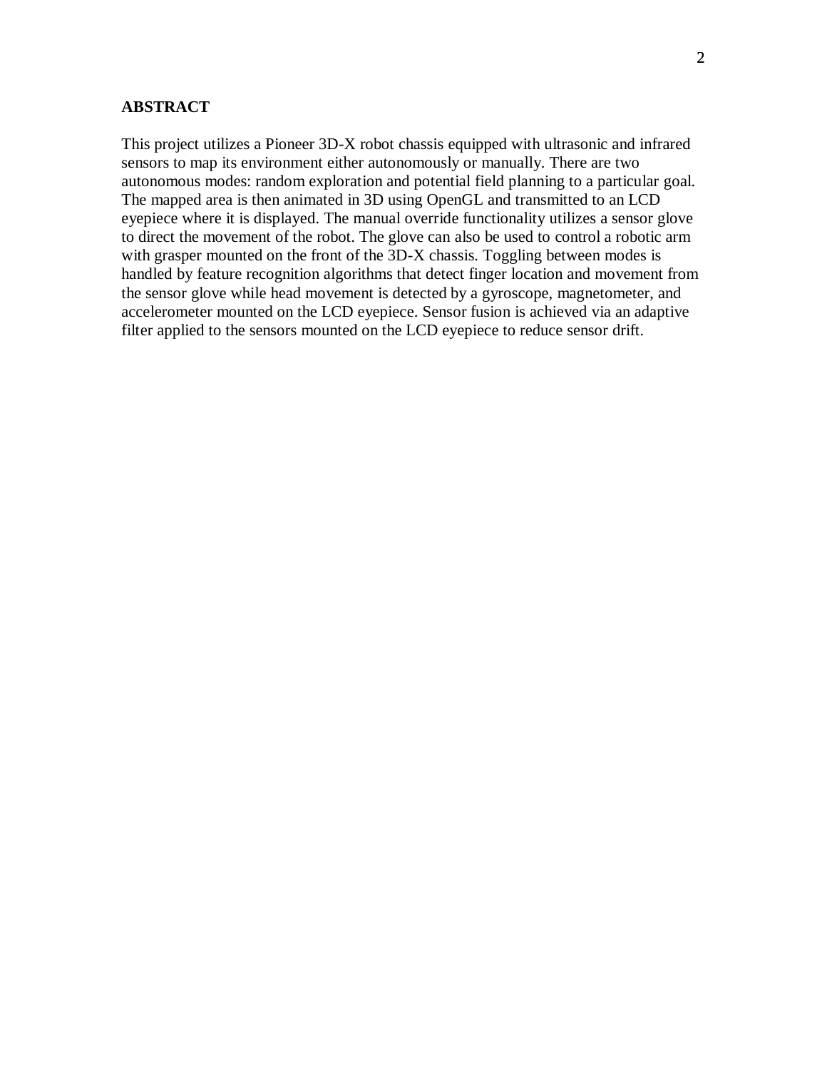## ABSTRACT

This project utilizes a Pioneer 3D-X robot chassis equipped with ultrasonic and infrared sensors to map its environment either autonomously or manually. There are two autonomous modes: random exploration and potential field planning to a particular goal. The mapped area is then animated in 3D using OpenGL and transmitted to an LCD eyepiece where it is displayed. The manual override functionality utilizes a sensor glove to direct the movement of the robot. The glove can also be used to control a robotic arm with grasper mounted on the front of the 3D-X chassis. Toggling between modes is handled by feature recognition algorithms that detect finger location and movement from the sensor glove while head movement is detected by a gyroscope, magnetometer, and accelerometer mounted on the LCD eyepiece. Sensor fusion is achieved via an adaptive filter applied to the sensors mounted on the LCD eyepiece to reduce sensor drift.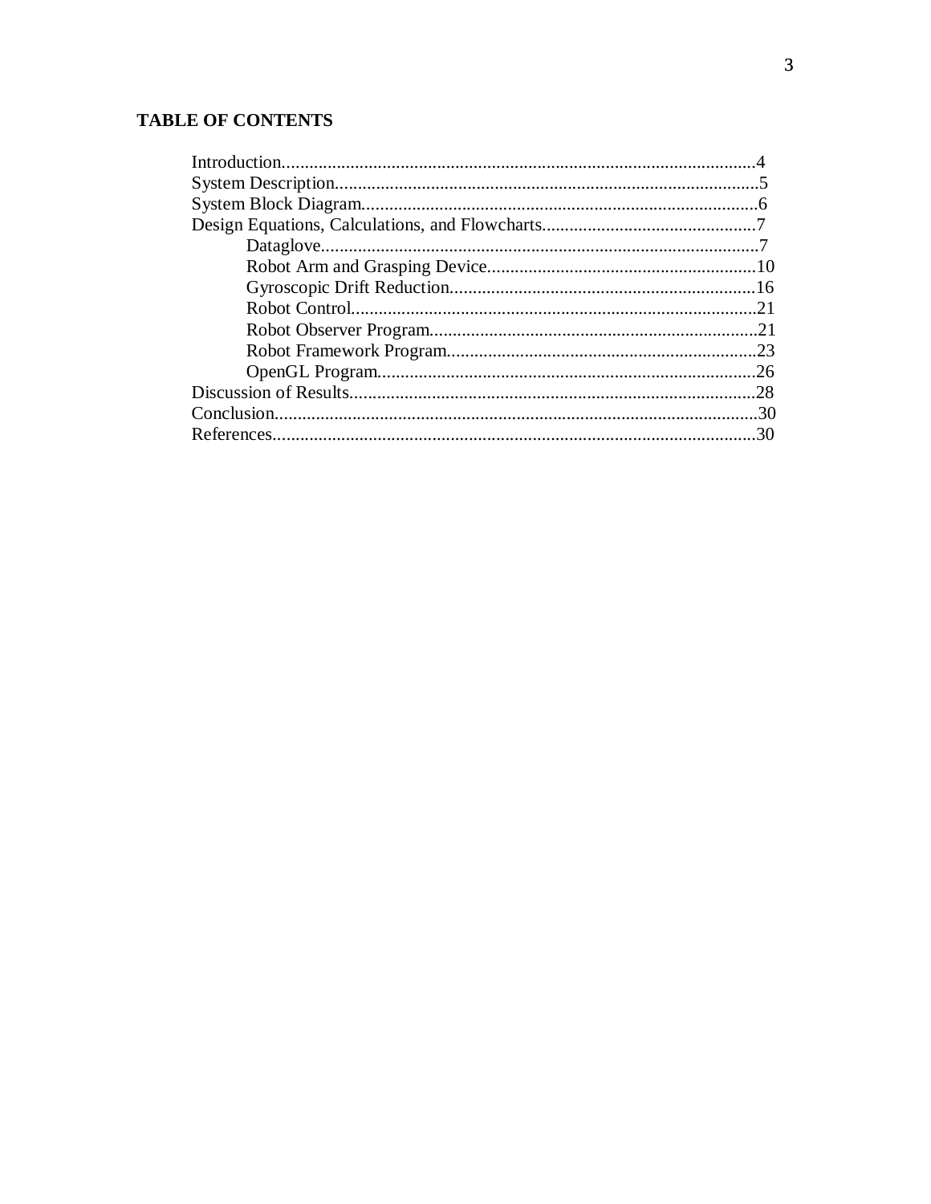**TABLE OF CONTENTS**

Introduction........................................................................................................4
System Description.............................................................................................5
System Block Diagram.......................................................................................6
Design Equations, Calculations, and Flowcharts...............................................7
- Dataglove.................................................................................................7
- Robot Arm and Grasping Device...........................................................10
- Gyroscopic Drift Reduction...................................................................16
- Robot Control.........................................................................................21
- Robot Observer Program........................................................................21
- Robot Framework Program....................................................................23
- OpenGL Program...................................................................................26

Discussion of Results.........................................................................................28
Conclusion..........................................................................................................30
References...........................................................................................................30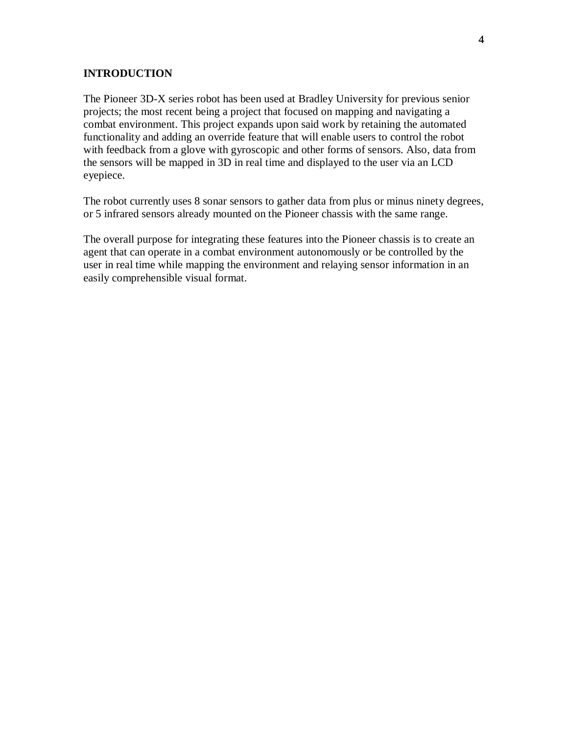## INTRODUCTION

The Pioneer 3D-X series robot has been used at Bradley University for previous senior projects; the most recent being a project that focused on mapping and navigating a combat environment. This project expands upon said work by retaining the automated functionality and adding an override feature that will enable users to control the robot with feedback from a glove with gyroscopic and other forms of sensors. Also, data from the sensors will be mapped in 3D in real time and displayed to the user via an LCD eyepiece.

The robot currently uses 8 sonar sensors to gather data from plus or minus ninety degrees, or 5 infrared sensors already mounted on the Pioneer chassis with the same range.

The overall purpose for integrating these features into the Pioneer chassis is to create an agent that can operate in a combat environment autonomously or be controlled by the user in real time while mapping the environment and relaying sensor information in an easily comprehensible visual format.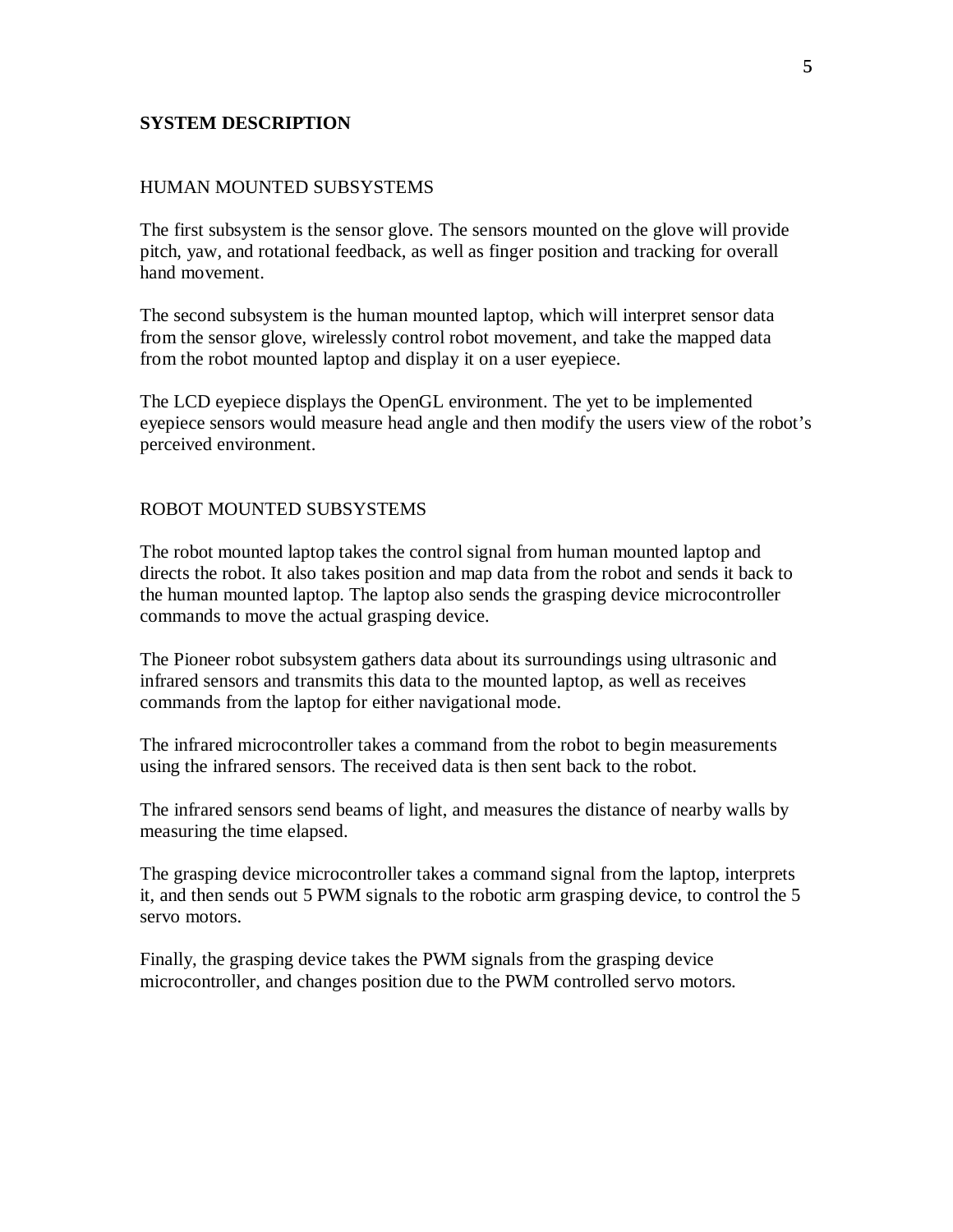## SYSTEM DESCRIPTION

### HUMAN MOUNTED SUBSYSTEMS

The first subsystem is the sensor glove. The sensors mounted on the glove will provide pitch, yaw, and rotational feedback, as well as finger position and tracking for overall hand movement.

The second subsystem is the human mounted laptop, which will interpret sensor data from the sensor glove, wirelessly control robot movement, and take the mapped data from the robot mounted laptop and display it on a user eyepiece.

The LCD eyepiece displays the OpenGL environment. The yet to be implemented eyepiece sensors would measure head angle and then modify the users view of the robot's perceived environment.

### ROBOT MOUNTED SUBSYSTEMS

The robot mounted laptop takes the control signal from human mounted laptop and directs the robot. It also takes position and map data from the robot and sends it back to the human mounted laptop. The laptop also sends the grasping device microcontroller commands to move the actual grasping device.

The Pioneer robot subsystem gathers data about its surroundings using ultrasonic and infrared sensors and transmits this data to the mounted laptop, as well as receives commands from the laptop for either navigational mode.

The infrared microcontroller takes a command from the robot to begin measurements using the infrared sensors. The received data is then sent back to the robot.

The infrared sensors send beams of light, and measures the distance of nearby walls by measuring the time elapsed.

The grasping device microcontroller takes a command signal from the laptop, interprets it, and then sends out 5 PWM signals to the robotic arm grasping device, to control the 5 servo motors.

Finally, the grasping device takes the PWM signals from the grasping device microcontroller, and changes position due to the PWM controlled servo motors.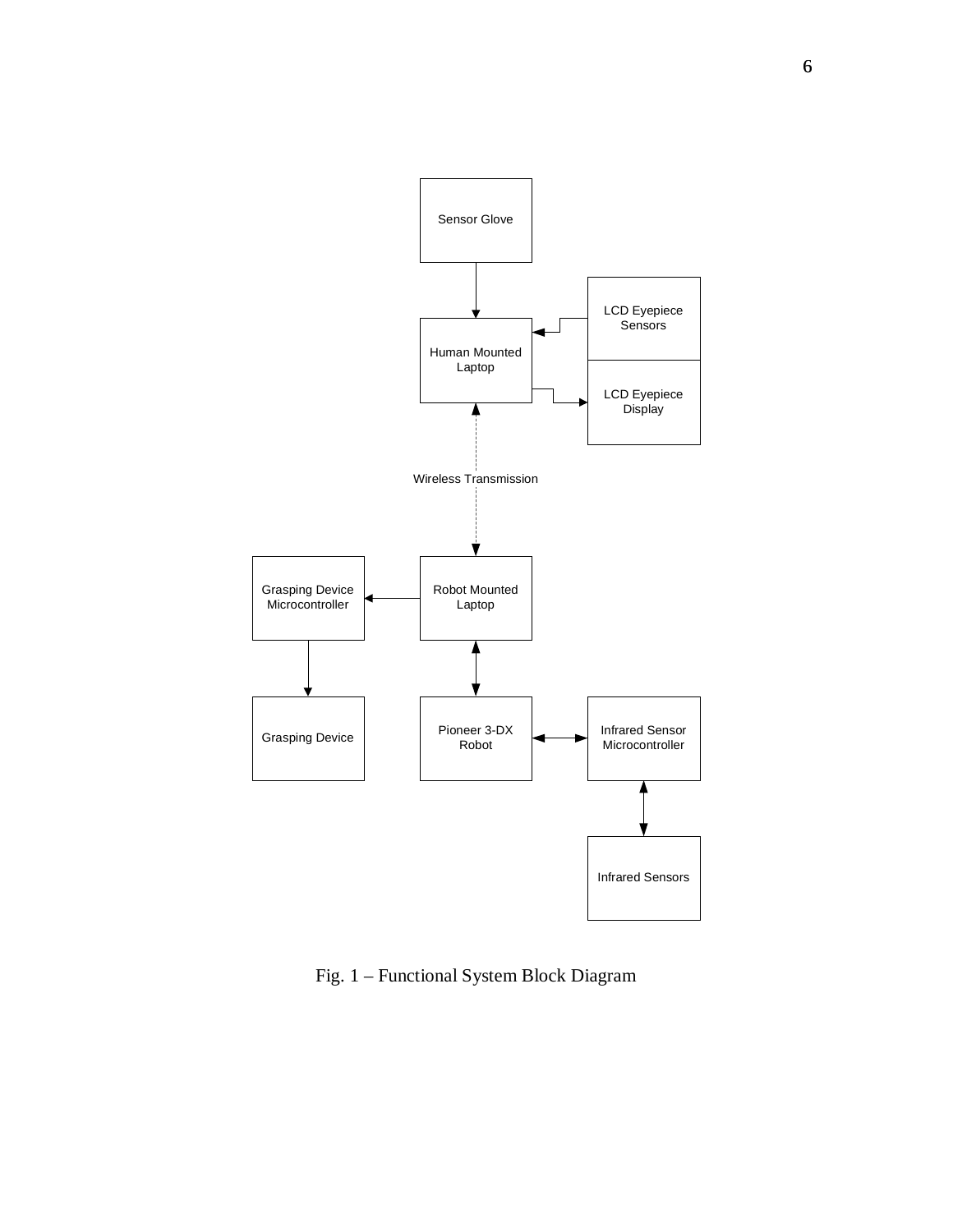Fig. 1 – Functional System Block Diagram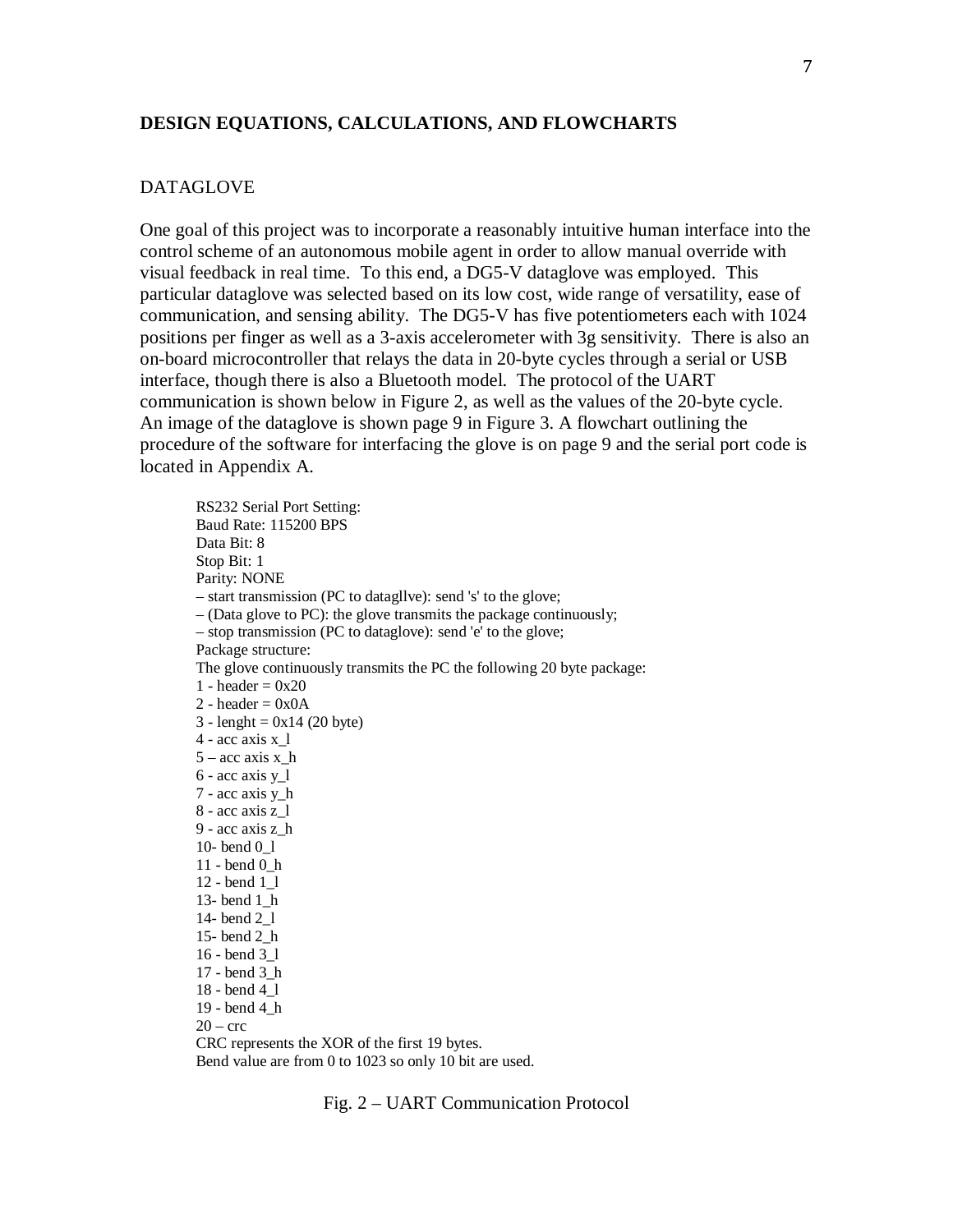## DESIGN EQUATIONS, CALCULATIONS, AND FLOWCHARTS

### DATAGLOVE

One goal of this project was to incorporate a reasonably intuitive human interface into the control scheme of an autonomous mobile agent in order to allow manual override with visual feedback in real time. To this end, a DG5-V dataglove was employed. This particular dataglove was selected based on its low cost, wide range of versatility, ease of communication, and sensing ability. The DG5-V has five potentiometers each with 1024 positions per finger as well as a 3-axis accelerometer with 3g sensitivity. There is also an on-board microcontroller that relays the data in 20-byte cycles through a serial or USB interface, though there is also a Bluetooth model. The protocol of the UART communication is shown below in Figure 2, as well as the values of the 20-byte cycle. An image of the dataglove is shown page 9 in Figure 3. A flowchart outlining the procedure of the software for interfacing the glove is on page 9 and the serial port code is located in Appendix A.

RS232 Serial Port Setting:
Baud Rate: 115200 BPS
Data Bit: 8
Stop Bit: 1
Parity: NONE
– start transmission (PC to datagllve): send 's' to the glove;
– (Data glove to PC): the glove transmits the package continuously;
– stop transmission (PC to dataglove): send 'e' to the glove;
Package structure:
The glove continuously transmits the PC the following 20 byte package:
1 - header = 0x20
2 - header = 0x0A
3 - lenght = 0x14 (20 byte)
4 - acc axis x_l
5 – acc axis x_h
6 - acc axis y_l
7 - acc axis y_h
8 - acc axis z_l
9 - acc axis z_h
10- bend 0_l
11 - bend 0_h
12 - bend 1_l
13- bend 1_h
14- bend 2_l
15- bend 2_h
16 - bend 3_l
17 - bend 3_h
18 - bend 4_l
19 - bend 4_h
20 – crc
CRC represents the XOR of the first 19 bytes.
Bend value are from 0 to 1023 so only 10 bit are used.

Fig. 2 – UART Communication Protocol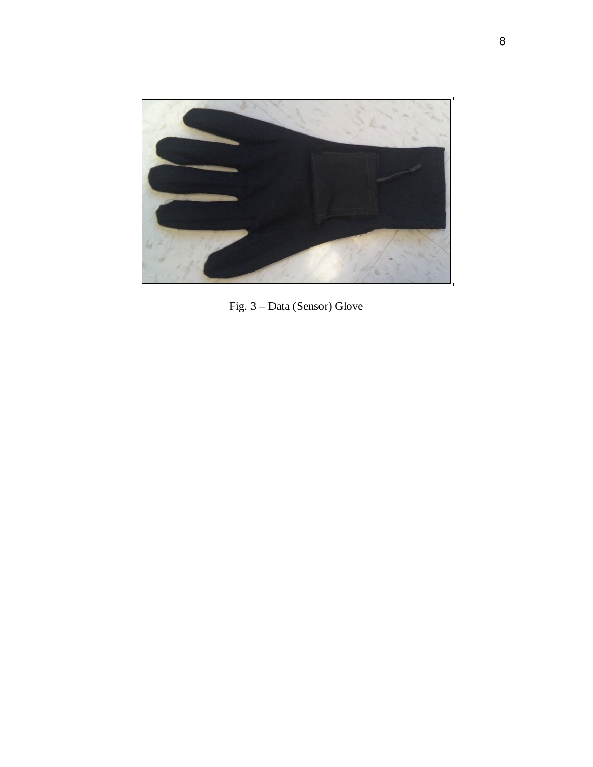Fig. 3 – Data (Sensor) Glove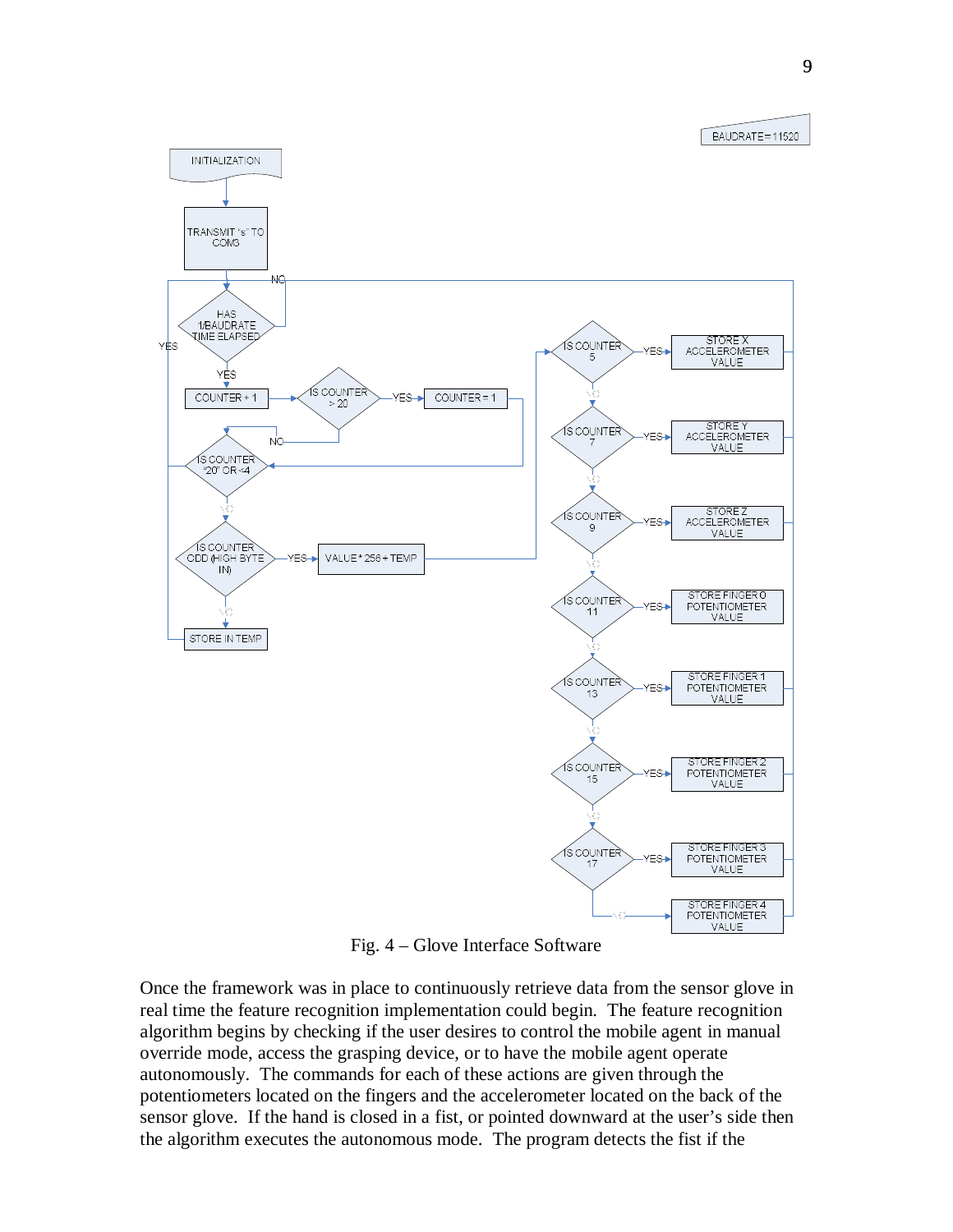Fig. 4 – Glove Interface Software

Once the framework was in place to continuously retrieve data from the sensor glove in real time the feature recognition implementation could begin. The feature recognition algorithm begins by checking if the user desires to control the mobile agent in manual override mode, access the grasping device, or to have the mobile agent operate autonomously. The commands for each of these actions are given through the potentiometers located on the fingers and the accelerometer located on the back of the sensor glove. If the hand is closed in a fist, or pointed downward at the user's side then the algorithm executes the autonomous mode. The program detects the fist if the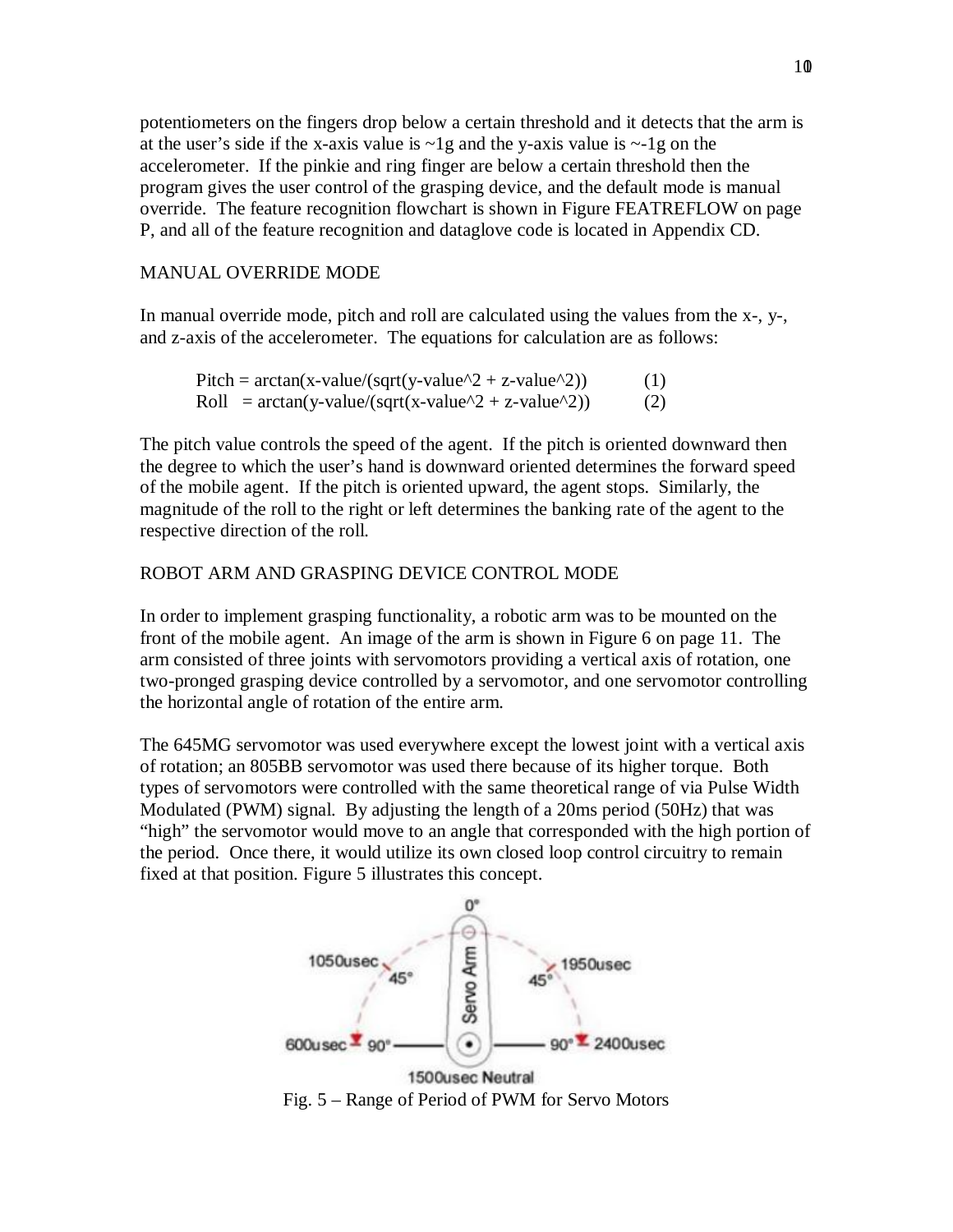potentiometers on the fingers drop below a certain threshold and it detects that the arm is at the user's side if the x-axis value is ~1g and the y-axis value is ~-1g on the accelerometer. If the pinkie and ring finger are below a certain threshold then the program gives the user control of the grasping device, and the default mode is manual override. The feature recognition flowchart is shown in Figure FEATREFLOW on page P, and all of the feature recognition and dataglove code is located in Appendix CD.

## MANUAL OVERRIDE MODE

In manual override mode, pitch and roll are calculated using the values from the x-, y-, and z-axis of the accelerometer. The equations for calculation are as follows:

$$\text{Pitch} = \arctan(\text{x-value}/(\sqrt{\text{y-value}^2 + \text{z-value}^2})) \qquad (1)$$

$$\text{Roll} = \arctan(\text{y-value}/(\sqrt{\text{x-value}^2 + \text{z-value}^2})) \qquad (2)$$

The pitch value controls the speed of the agent. If the pitch is oriented downward then the degree to which the user's hand is downward oriented determines the forward speed of the mobile agent. If the pitch is oriented upward, the agent stops. Similarly, the magnitude of the roll to the right or left determines the banking rate of the agent to the respective direction of the roll.

## ROBOT ARM AND GRASPING DEVICE CONTROL MODE

In order to implement grasping functionality, a robotic arm was to be mounted on the front of the mobile agent. An image of the arm is shown in Figure 6 on page 11. The arm consisted of three joints with servomotors providing a vertical axis of rotation, one two-pronged grasping device controlled by a servomotor, and one servomotor controlling the horizontal angle of rotation of the entire arm.

The 645MG servomotor was used everywhere except the lowest joint with a vertical axis of rotation; an 805BB servomotor was used there because of its higher torque. Both types of servomotors were controlled with the same theoretical range of via Pulse Width Modulated (PWM) signal. By adjusting the length of a 20ms period (50Hz) that was "high" the servomotor would move to an angle that corresponded with the high portion of the period. Once there, it would utilize its own closed loop control circuitry to remain fixed at that position. Figure 5 illustrates this concept.

Fig. 5 – Range of Period of PWM for Servo Motors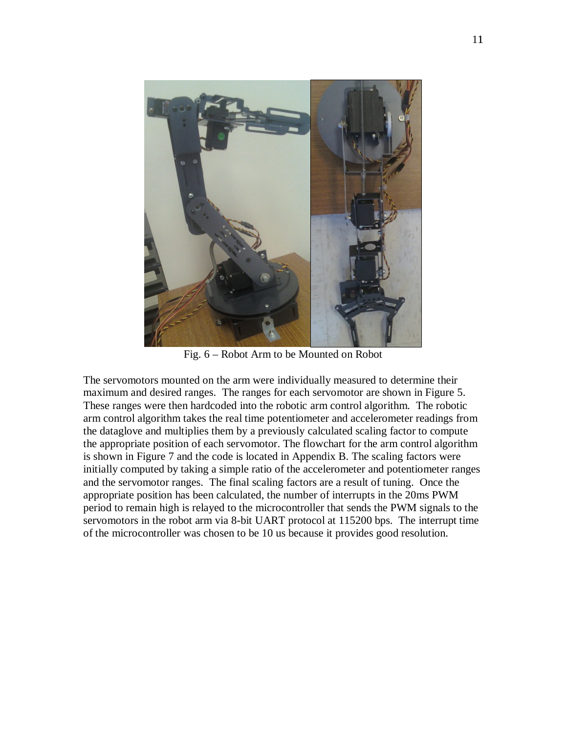Fig. 6 – Robot Arm to be Mounted on Robot

The servomotors mounted on the arm were individually measured to determine their maximum and desired ranges. The ranges for each servomotor are shown in Figure 5. These ranges were then hardcoded into the robotic arm control algorithm. The robotic arm control algorithm takes the real time potentiometer and accelerometer readings from the dataglove and multiplies them by a previously calculated scaling factor to compute the appropriate position of each servomotor. The flowchart for the arm control algorithm is shown in Figure 7 and the code is located in Appendix B. The scaling factors were initially computed by taking a simple ratio of the accelerometer and potentiometer ranges and the servomotor ranges. The final scaling factors are a result of tuning. Once the appropriate position has been calculated, the number of interrupts in the 20ms PWM period to remain high is relayed to the microcontroller that sends the PWM signals to the servomotors in the robot arm via 8-bit UART protocol at 115200 bps. The interrupt time of the microcontroller was chosen to be 10 us because it provides good resolution.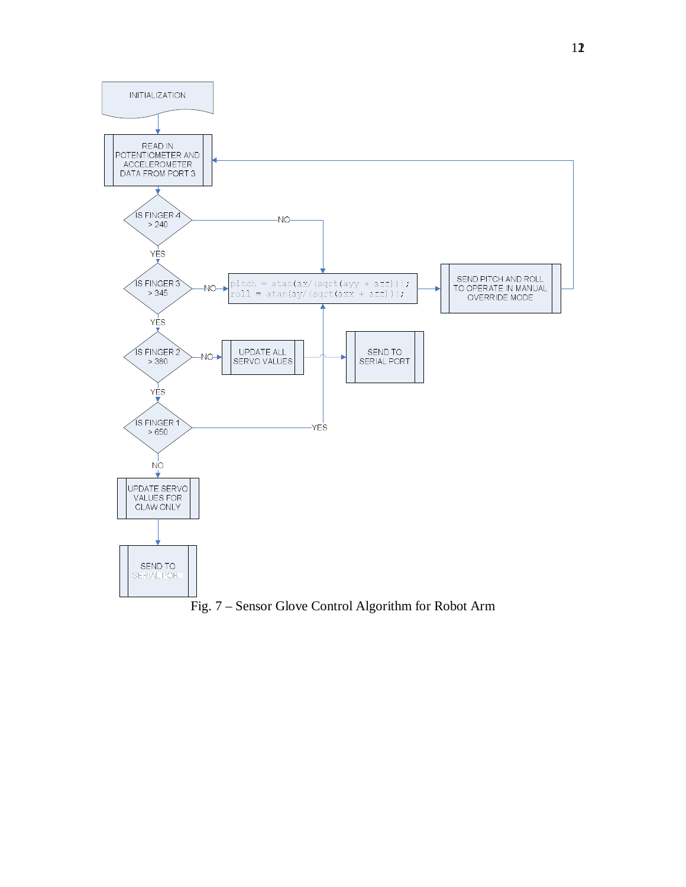INITIALIZATION

READ IN POTENTIOMETER AND ACCELEROMETER DATA FROM PORT 3

IS FINGER 4 > 240 — NO → pitch/roll computation; YES ↓

IS FINGER 3 > 345 — NO → pitch/roll computation; YES ↓

```
pitch = atan(ax/(sqrt(ayy + azz)));
roll = atan(ay/(sqrt(axx + azz)));
```

SEND PITCH AND ROLL TO OPERATE IN MANUAL OVERRIDE MODE → READ IN POTENTIOMETER AND ACCELEROMETER DATA FROM PORT 3

IS FINGER 2 > 380 — NO → UPDATE ALL SERVO VALUES → SEND TO SERIAL PORT; YES ↓

IS FINGER 1 > 650 — YES → pitch/roll computation; NO ↓

UPDATE SERVO VALUES FOR CLAW ONLY

SEND TO SERIAL PORT

Fig. 7 – Sensor Glove Control Algorithm for Robot Arm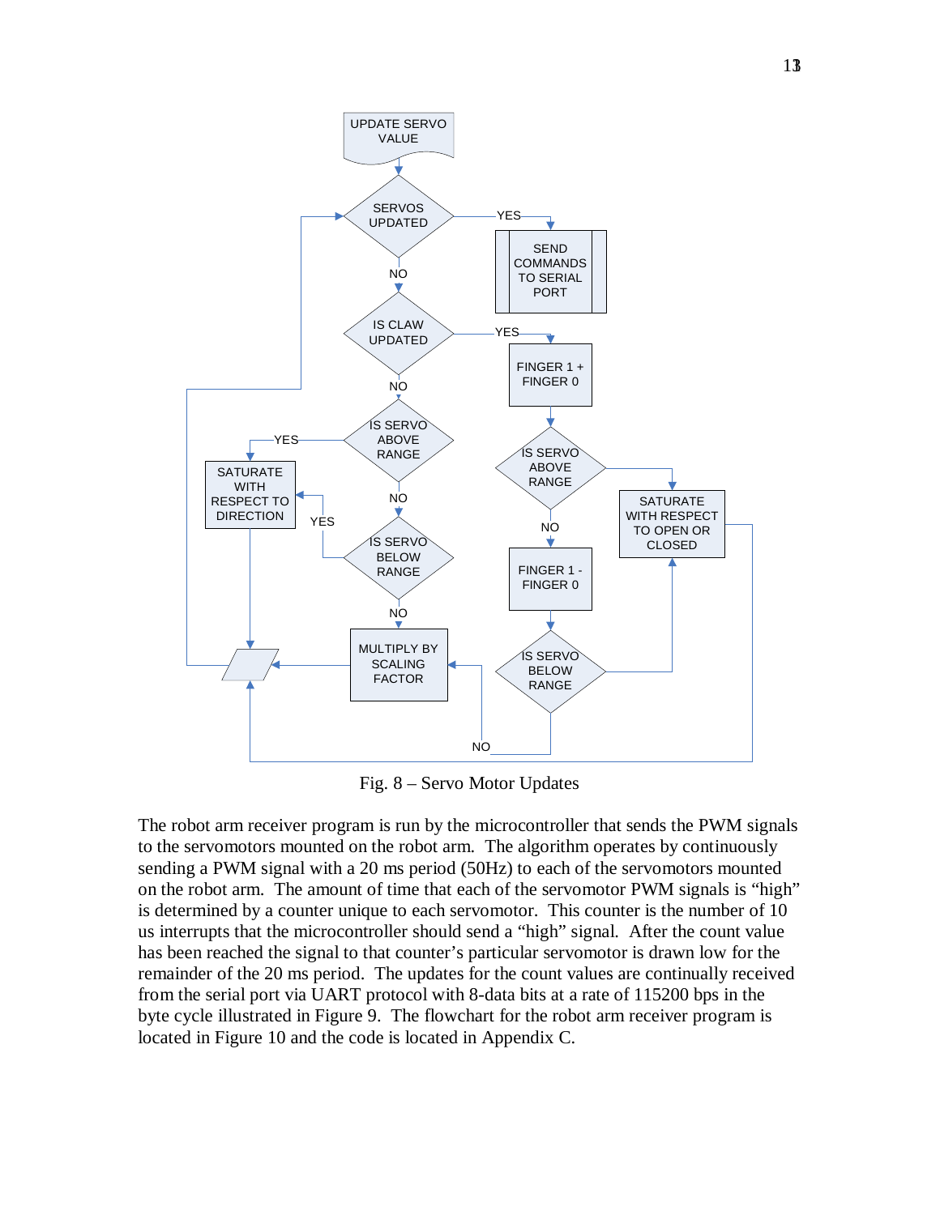Fig. 8 – Servo Motor Updates

The robot arm receiver program is run by the microcontroller that sends the PWM signals to the servomotors mounted on the robot arm. The algorithm operates by continuously sending a PWM signal with a 20 ms period (50Hz) to each of the servomotors mounted on the robot arm. The amount of time that each of the servomotor PWM signals is “high” is determined by a counter unique to each servomotor. This counter is the number of 10 us interrupts that the microcontroller should send a “high” signal. After the count value has been reached the signal to that counter’s particular servomotor is drawn low for the remainder of the 20 ms period. The updates for the count values are continually received from the serial port via UART protocol with 8-data bits at a rate of 115200 bps in the byte cycle illustrated in Figure 9. The flowchart for the robot arm receiver program is located in Figure 10 and the code is located in Appendix C.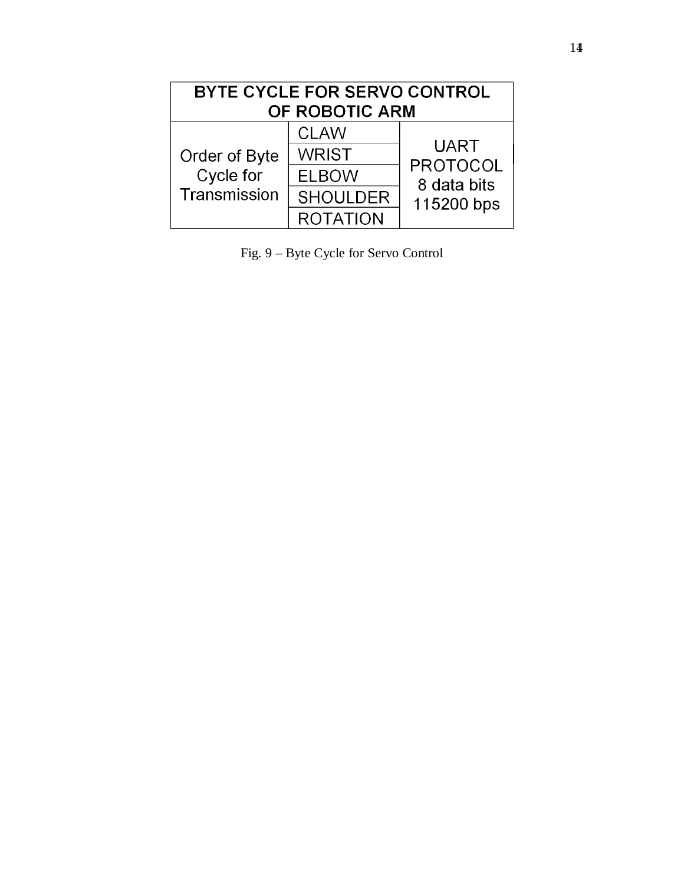| BYTE CYCLE FOR SERVO CONTROL OF ROBOTIC ARM | | |
|---|---|---|
| Order of Byte Cycle for Transmission | CLAW | UART PROTOCOL 8 data bits 115200 bps |
| | WRIST | |
| | ELBOW | |
| | SHOULDER | |
| | ROTATION | |

Fig. 9 – Byte Cycle for Servo Control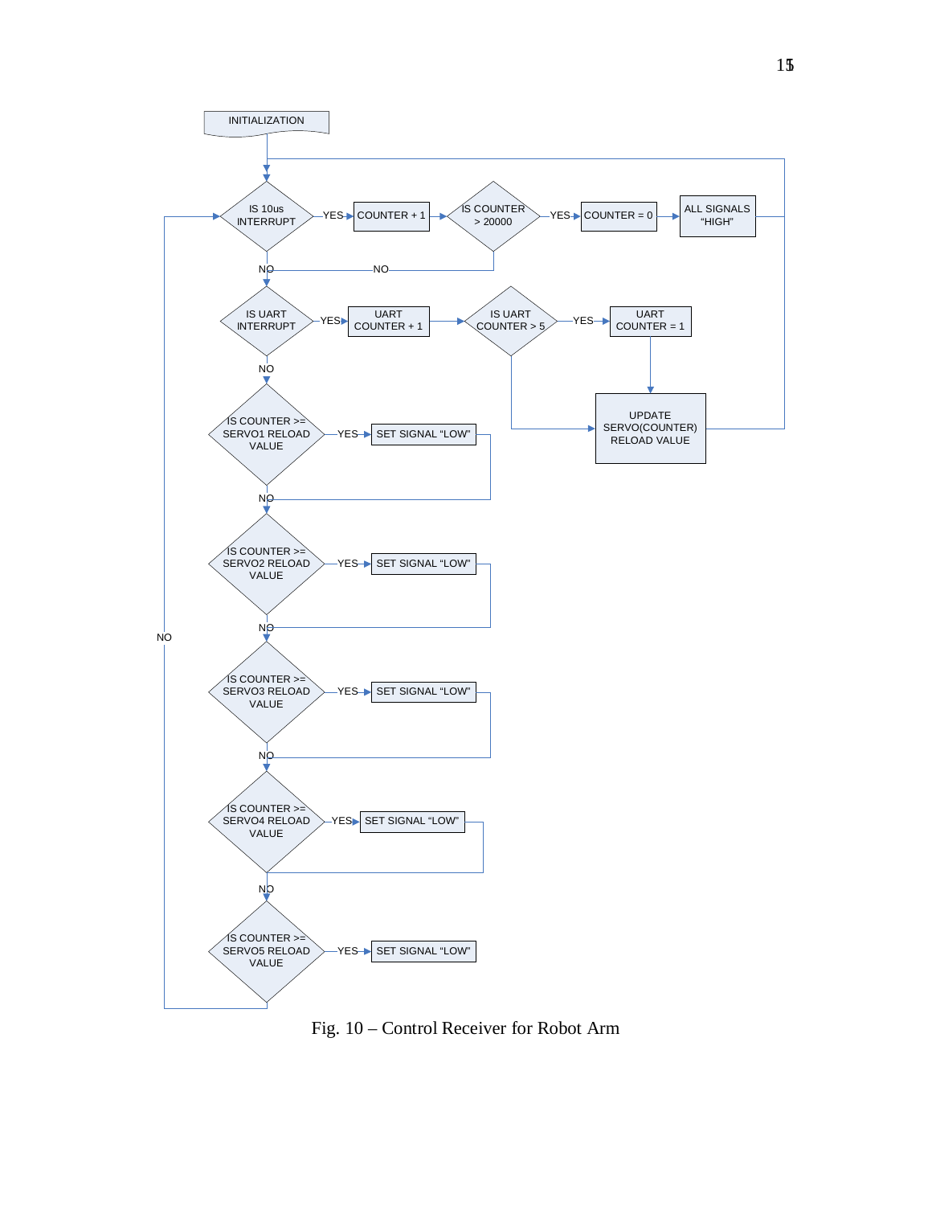Fig. 10 – Control Receiver for Robot Arm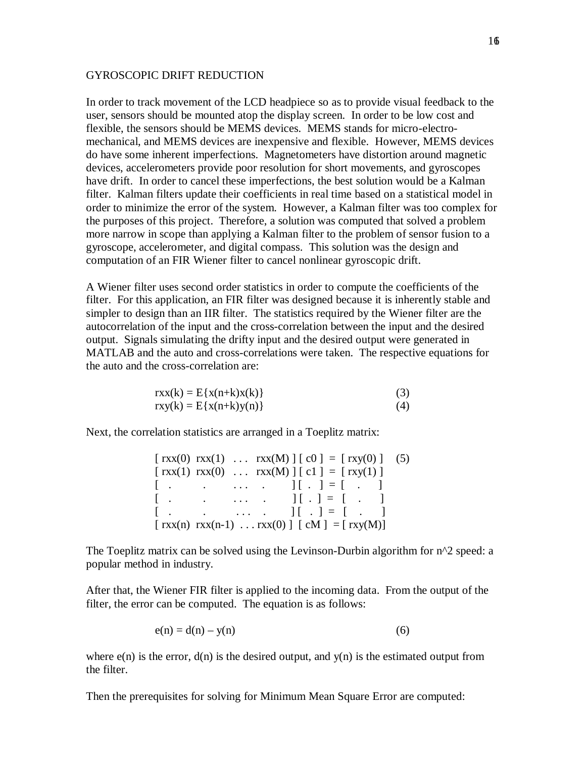## GYROSCOPIC DRIFT REDUCTION

In order to track movement of the LCD headpiece so as to provide visual feedback to the user, sensors should be mounted atop the display screen. In order to be low cost and flexible, the sensors should be MEMS devices. MEMS stands for micro-electro-mechanical, and MEMS devices are inexpensive and flexible. However, MEMS devices do have some inherent imperfections. Magnetometers have distortion around magnetic devices, accelerometers provide poor resolution for short movements, and gyroscopes have drift. In order to cancel these imperfections, the best solution would be a Kalman filter. Kalman filters update their coefficients in real time based on a statistical model in order to minimize the error of the system. However, a Kalman filter was too complex for the purposes of this project. Therefore, a solution was computed that solved a problem more narrow in scope than applying a Kalman filter to the problem of sensor fusion to a gyroscope, accelerometer, and digital compass. This solution was the design and computation of an FIR Wiener filter to cancel nonlinear gyroscopic drift.

A Wiener filter uses second order statistics in order to compute the coefficients of the filter. For this application, an FIR filter was designed because it is inherently stable and simpler to design than an IIR filter. The statistics required by the Wiener filter are the autocorrelation of the input and the cross-correlation between the input and the desired output. Signals simulating the drifty input and the desired output were generated in MATLAB and the auto and cross-correlations were taken. The respective equations for the auto and the cross-correlation are:

$$rxx(k) = E\{x(n+k)x(k)\} \quad (3)$$

$$rxy(k) = E\{x(n+k)y(n)\} \quad (4)$$

Next, the correlation statistics are arranged in a Toeplitz matrix:

$$\begin{bmatrix} rxx(0) & rxx(1) & \cdots & rxx(M) \\ rxx(1) & rxx(0) & \cdots & rxx(M) \\ \vdots & \vdots & \cdots & \vdots \\ \vdots & \vdots & \cdots & \vdots \\ \vdots & \vdots & \cdots & \vdots \\ rxx(n) & rxx(n-1) & \cdots & rxx(0) \end{bmatrix} \begin{bmatrix} c0 \\ c1 \\ \vdots \\ \vdots \\ \vdots \\ cM \end{bmatrix} = \begin{bmatrix} rxy(0) \\ rxy(1) \\ \vdots \\ \vdots \\ \vdots \\ rxy(M) \end{bmatrix} \quad (5)$$

The Toeplitz matrix can be solved using the Levinson-Durbin algorithm for $n^2$ speed: a popular method in industry.

After that, the Wiener FIR filter is applied to the incoming data. From the output of the filter, the error can be computed. The equation is as follows:

$$e(n) = d(n) - y(n) \quad (6)$$

where $e(n)$ is the error, $d(n)$ is the desired output, and $y(n)$ is the estimated output from the filter.

Then the prerequisites for solving for Minimum Mean Square Error are computed: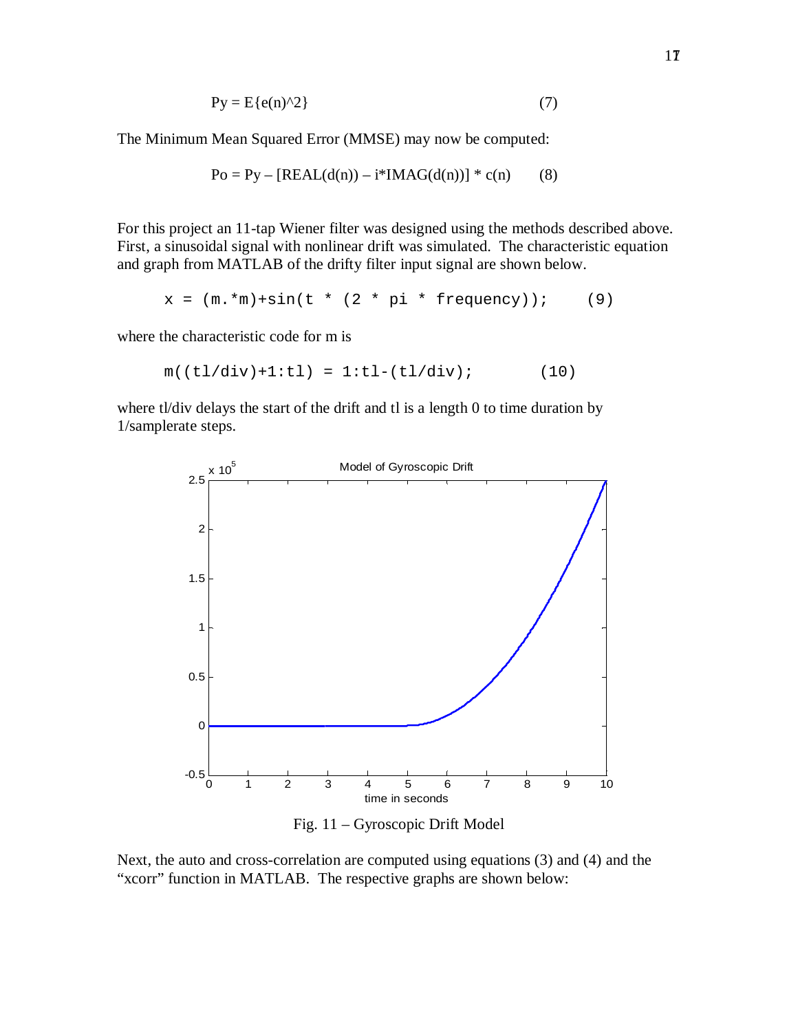$$Py = E\{e(n)^2\} \qquad (7)$$

The Minimum Mean Squared Error (MMSE) may now be computed:

$$Po = Py - [\text{REAL}(d(n)) - i*\text{IMAG}(d(n))] * c(n) \qquad (8)$$

For this project an 11-tap Wiener filter was designed using the methods described above. First, a sinusoidal signal with nonlinear drift was simulated. The characteristic equation and graph from MATLAB of the drifty filter input signal are shown below.

```
x = (m.*m)+sin(t * (2 * pi * frequency));     (9)
```

where the characteristic code for m is

```
m((tl/div)+1:tl) = 1:tl-(tl/div);          (10)
```

where tl/div delays the start of the drift and tl is a length 0 to time duration by 1/samplerate steps.

Fig. 11 – Gyroscopic Drift Model

Next, the auto and cross-correlation are computed using equations (3) and (4) and the "xcorr" function in MATLAB. The respective graphs are shown below: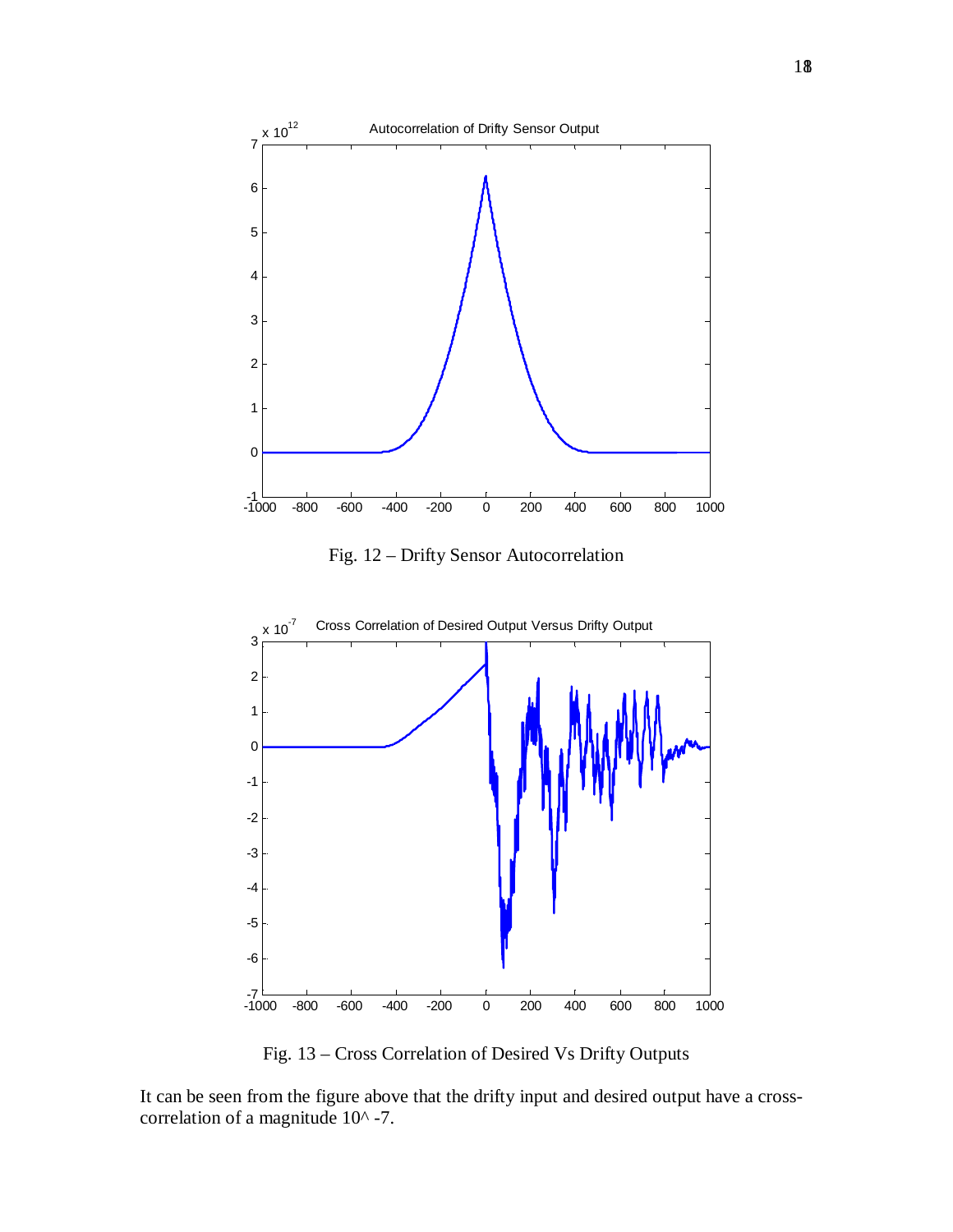Fig. 12 – Drifty Sensor Autocorrelation

Fig. 13 – Cross Correlation of Desired Vs Drifty Outputs

It can be seen from the figure above that the drifty input and desired output have a cross-correlation of a magnitude 10^ -7.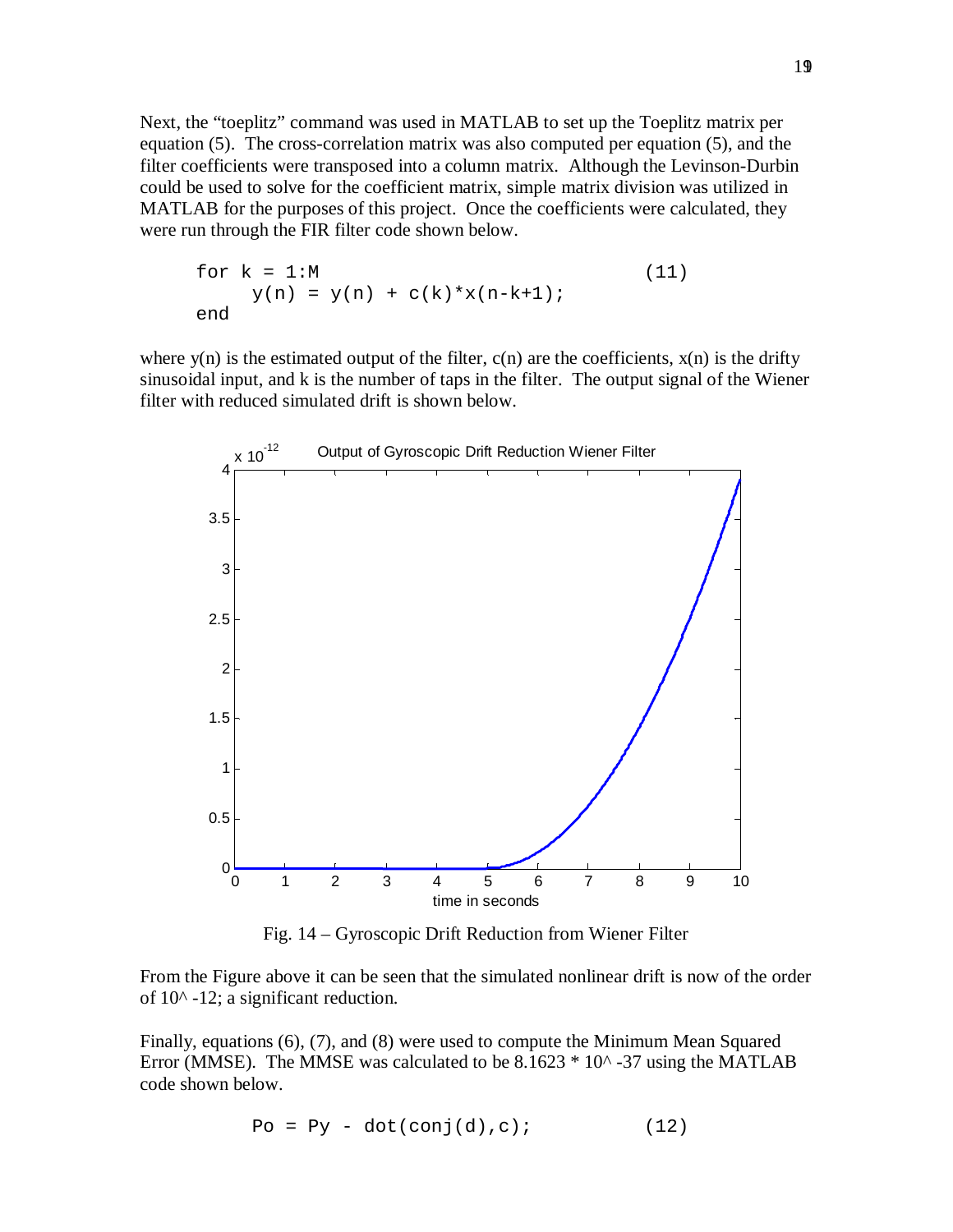Next, the “toeplitz” command was used in MATLAB to set up the Toeplitz matrix per equation (5). The cross-correlation matrix was also computed per equation (5), and the filter coefficients were transposed into a column matrix. Although the Levinson-Durbin could be used to solve for the coefficient matrix, simple matrix division was utilized in MATLAB for the purposes of this project. Once the coefficients were calculated, they were run through the FIR filter code shown below.

```
for k = 1:M                                    (11)
     y(n) = y(n) + c(k)*x(n-k+1);
end
```

where $y(n)$ is the estimated output of the filter, $c(n)$ are the coefficients, $x(n)$ is the drifty sinusoidal input, and k is the number of taps in the filter. The output signal of the Wiener filter with reduced simulated drift is shown below.

Fig. 14 – Gyroscopic Drift Reduction from Wiener Filter

From the Figure above it can be seen that the simulated nonlinear drift is now of the order of 10^ -12; a significant reduction.

Finally, equations (6), (7), and (8) were used to compute the Minimum Mean Squared Error (MMSE). The MMSE was calculated to be 8.1623 * 10^ -37 using the MATLAB code shown below.

```
Po = Py - dot(conj(d),c);           (12)
```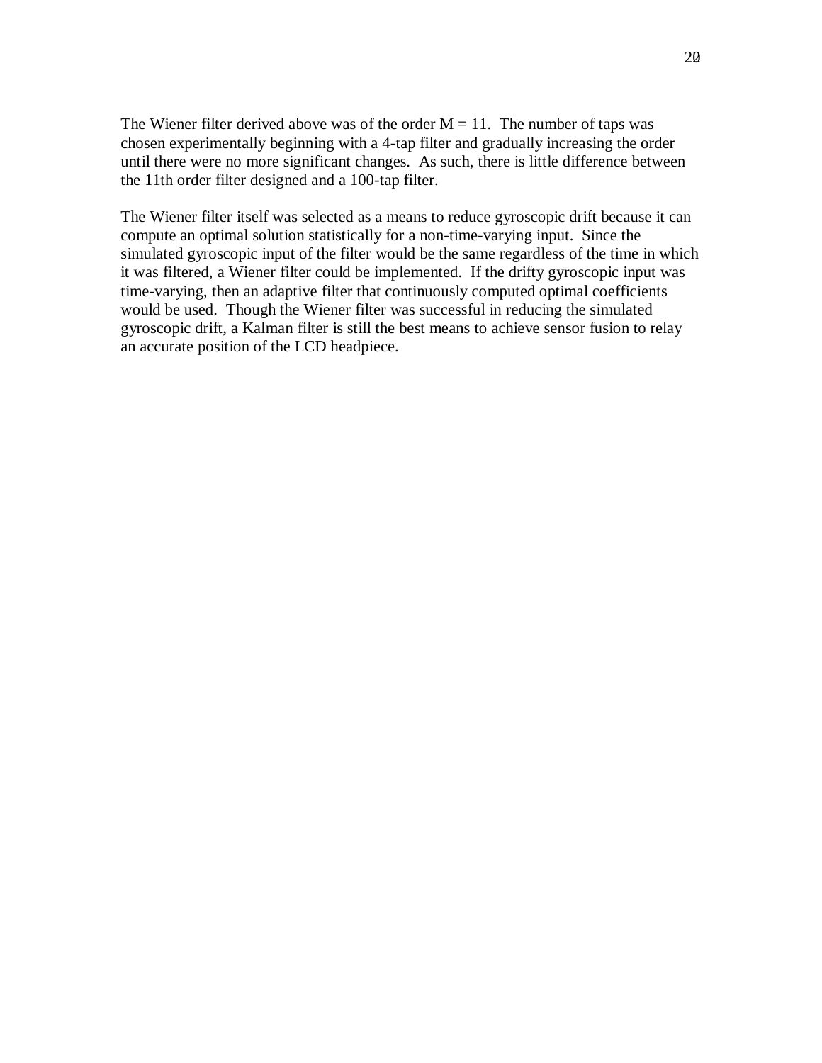The Wiener filter derived above was of the order $M = 11$. The number of taps was chosen experimentally beginning with a 4-tap filter and gradually increasing the order until there were no more significant changes. As such, there is little difference between the 11th order filter designed and a 100-tap filter.

The Wiener filter itself was selected as a means to reduce gyroscopic drift because it can compute an optimal solution statistically for a non-time-varying input. Since the simulated gyroscopic input of the filter would be the same regardless of the time in which it was filtered, a Wiener filter could be implemented. If the drifty gyroscopic input was time-varying, then an adaptive filter that continuously computed optimal coefficients would be used. Though the Wiener filter was successful in reducing the simulated gyroscopic drift, a Kalman filter is still the best means to achieve sensor fusion to relay an accurate position of the LCD headpiece.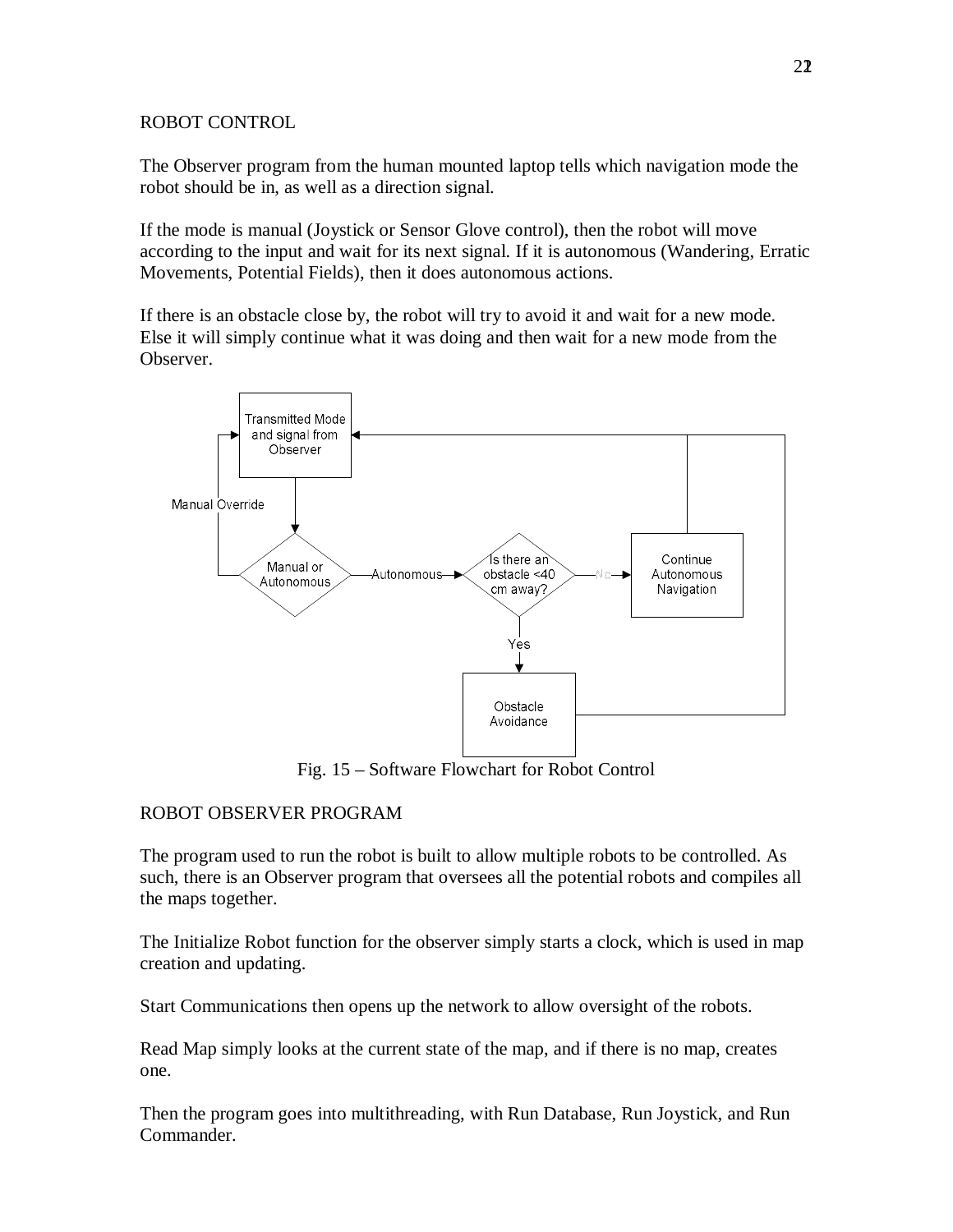ROBOT CONTROL

The Observer program from the human mounted laptop tells which navigation mode the robot should be in, as well as a direction signal.

If the mode is manual (Joystick or Sensor Glove control), then the robot will move according to the input and wait for its next signal. If it is autonomous (Wandering, Erratic Movements, Potential Fields), then it does autonomous actions.

If there is an obstacle close by, the robot will try to avoid it and wait for a new mode. Else it will simply continue what it was doing and then wait for a new mode from the Observer.

Fig. 15 – Software Flowchart for Robot Control

ROBOT OBSERVER PROGRAM

The program used to run the robot is built to allow multiple robots to be controlled. As such, there is an Observer program that oversees all the potential robots and compiles all the maps together.

The Initialize Robot function for the observer simply starts a clock, which is used in map creation and updating.

Start Communications then opens up the network to allow oversight of the robots.

Read Map simply looks at the current state of the map, and if there is no map, creates one.

Then the program goes into multithreading, with Run Database, Run Joystick, and Run Commander.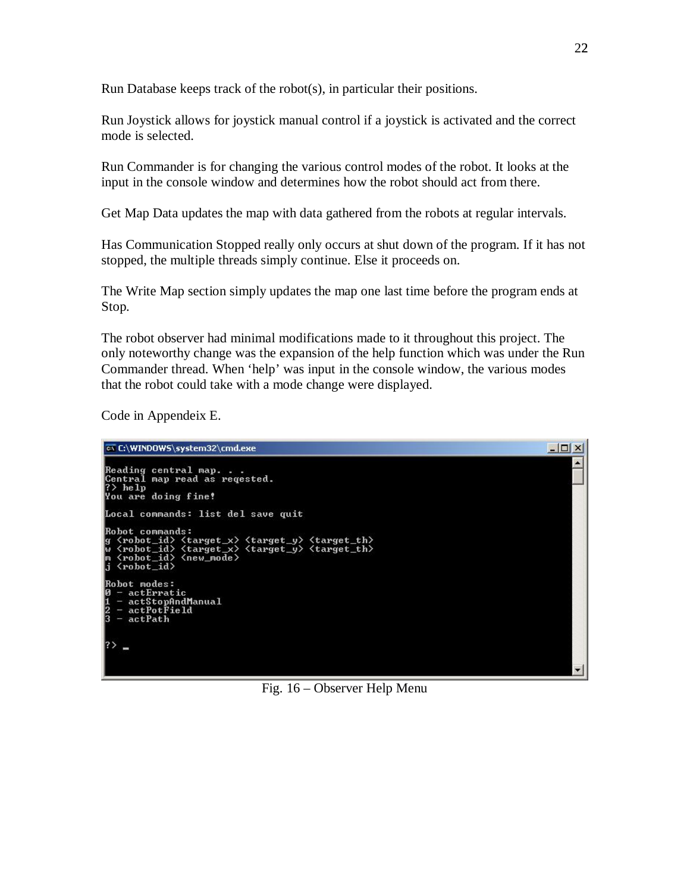Run Database keeps track of the robot(s), in particular their positions.

Run Joystick allows for joystick manual control if a joystick is activated and the correct mode is selected.

Run Commander is for changing the various control modes of the robot. It looks at the input in the console window and determines how the robot should act from there.

Get Map Data updates the map with data gathered from the robots at regular intervals.

Has Communication Stopped really only occurs at shut down of the program. If it has not stopped, the multiple threads simply continue. Else it proceeds on.

The Write Map section simply updates the map one last time before the program ends at Stop.

The robot observer had minimal modifications made to it throughout this project. The only noteworthy change was the expansion of the help function which was under the Run Commander thread. When 'help' was input in the console window, the various modes that the robot could take with a mode change were displayed.

Code in Appendeix E.

```
C:\WINDOWS\system32\cmd.exe

Reading central map. . .
Central map read as reqested.
?> help
You are doing fine!

Local commands: list del save quit

Robot commands:
g <robot_id> <target_x> <target_y> <target_th>
w <robot_id> <target_x> <target_y> <target_th>
m <robot_id> <new_mode>
j <robot_id>

Robot modes:
0 - actErratic
1 - actStopAndManual
2 - actPotField
3 - actPath


?> _
```

Fig. 16 – Observer Help Menu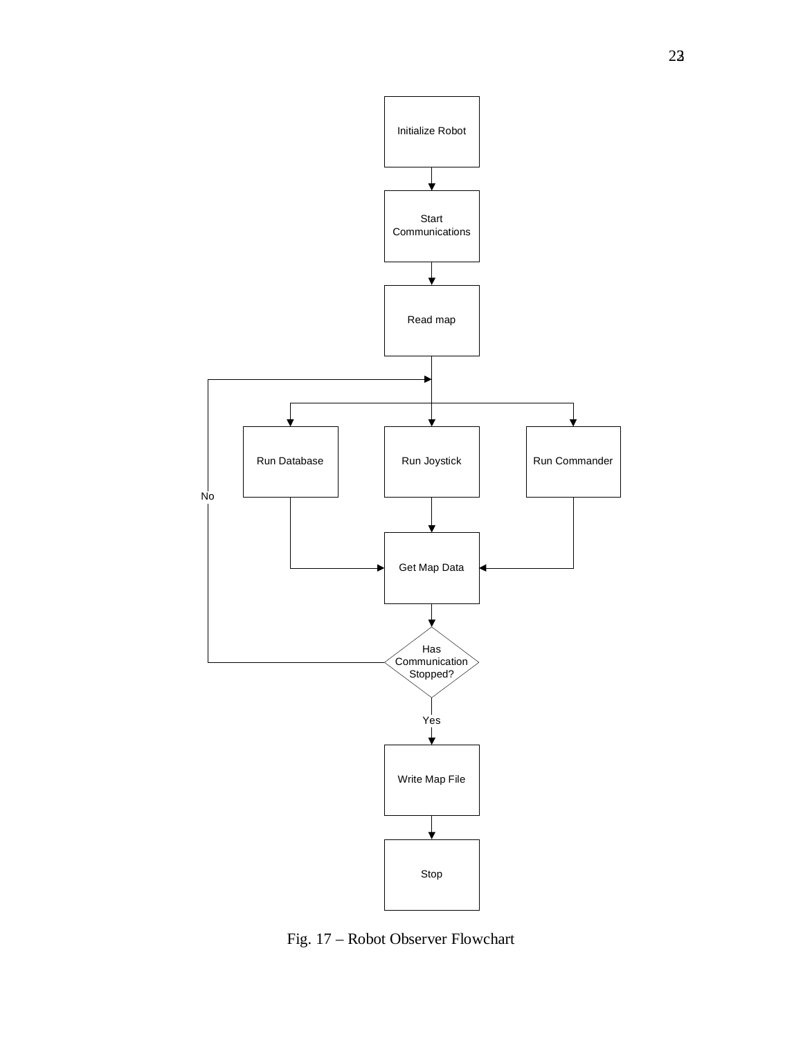Initialize Robot

Start Communications

Read map

Run Database

Run Joystick

Run Commander

Get Map Data

Has Communication Stopped?

No

Yes

Write Map File

Stop

Fig. 17 – Robot Observer Flowchart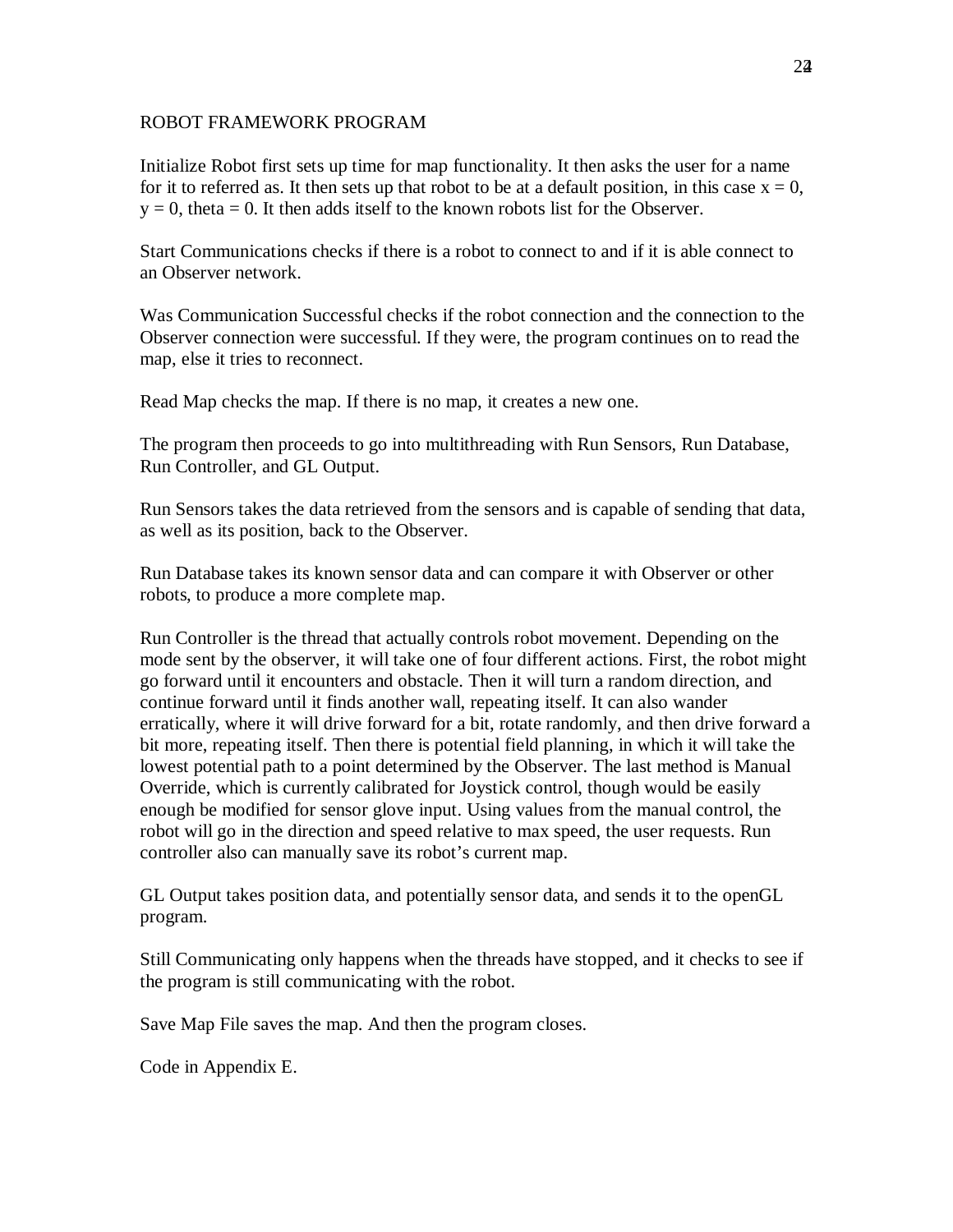ROBOT FRAMEWORK PROGRAM

Initialize Robot first sets up time for map functionality. It then asks the user for a name for it to referred as. It then sets up that robot to be at a default position, in this case $x = 0$, $y = 0$, $theta = 0$. It then adds itself to the known robots list for the Observer.

Start Communications checks if there is a robot to connect to and if it is able connect to an Observer network.

Was Communication Successful checks if the robot connection and the connection to the Observer connection were successful. If they were, the program continues on to read the map, else it tries to reconnect.

Read Map checks the map. If there is no map, it creates a new one.

The program then proceeds to go into multithreading with Run Sensors, Run Database, Run Controller, and GL Output.

Run Sensors takes the data retrieved from the sensors and is capable of sending that data, as well as its position, back to the Observer.

Run Database takes its known sensor data and can compare it with Observer or other robots, to produce a more complete map.

Run Controller is the thread that actually controls robot movement. Depending on the mode sent by the observer, it will take one of four different actions. First, the robot might go forward until it encounters and obstacle. Then it will turn a random direction, and continue forward until it finds another wall, repeating itself. It can also wander erratically, where it will drive forward for a bit, rotate randomly, and then drive forward a bit more, repeating itself. Then there is potential field planning, in which it will take the lowest potential path to a point determined by the Observer. The last method is Manual Override, which is currently calibrated for Joystick control, though would be easily enough be modified for sensor glove input. Using values from the manual control, the robot will go in the direction and speed relative to max speed, the user requests. Run controller also can manually save its robot's current map.

GL Output takes position data, and potentially sensor data, and sends it to the openGL program.

Still Communicating only happens when the threads have stopped, and it checks to see if the program is still communicating with the robot.

Save Map File saves the map. And then the program closes.

Code in Appendix E.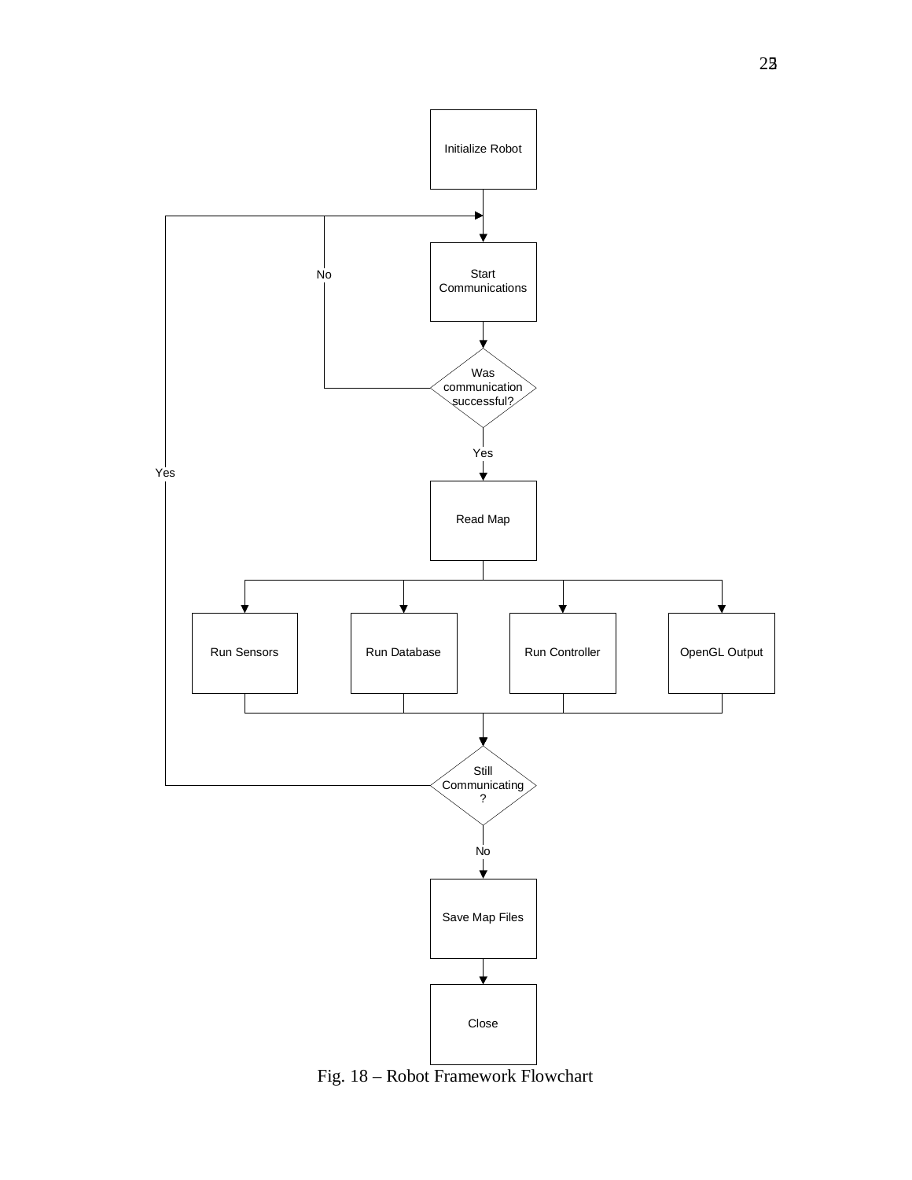Initialize Robot

Start Communications

Was communication successful?

No

Yes

Read Map

Run Sensors

Run Database

Run Controller

OpenGL Output

Still Communicating ?

Yes

No

Save Map Files

Close

Fig. 18 – Robot Framework Flowchart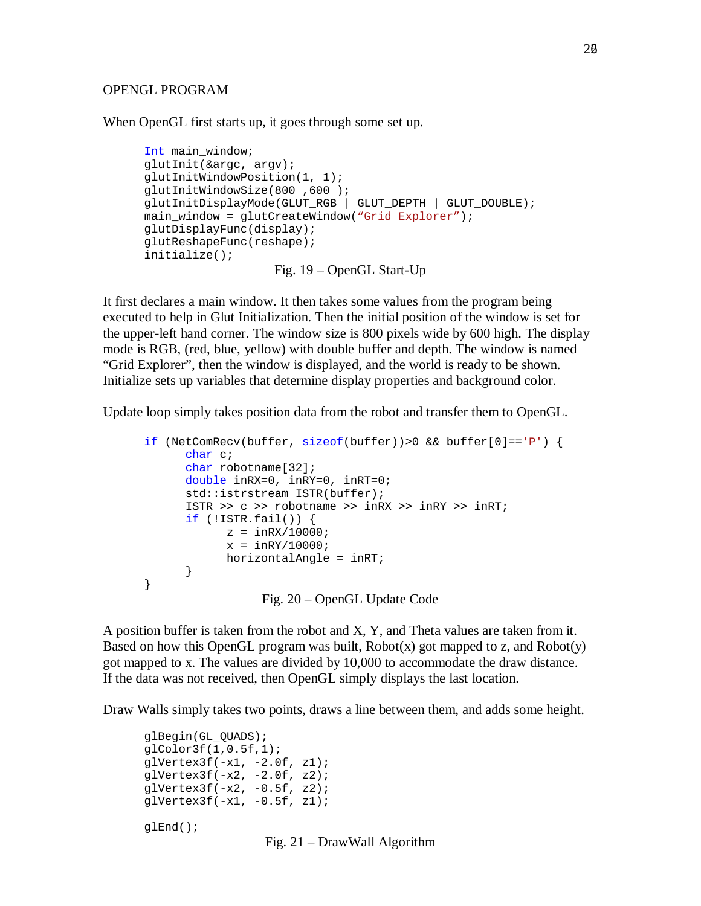OPENGL PROGRAM

When OpenGL first starts up, it goes through some set up.

```
Int main_window;
glutInit(&argc, argv);
glutInitWindowPosition(1, 1);
glutInitWindowSize(800 ,600 );
glutInitDisplayMode(GLUT_RGB | GLUT_DEPTH | GLUT_DOUBLE);
main_window = glutCreateWindow(“Grid Explorer”);
glutDisplayFunc(display);
glutReshapeFunc(reshape);
initialize();
```

Fig. 19 – OpenGL Start-Up

It first declares a main window. It then takes some values from the program being executed to help in Glut Initialization. Then the initial position of the window is set for the upper-left hand corner. The window size is 800 pixels wide by 600 high. The display mode is RGB, (red, blue, yellow) with double buffer and depth. The window is named “Grid Explorer”, then the window is displayed, and the world is ready to be shown. Initialize sets up variables that determine display properties and background color.

Update loop simply takes position data from the robot and transfer them to OpenGL.

```
if (NetComRecv(buffer, sizeof(buffer))>0 && buffer[0]=='P') {
      char c;
      char robotname[32];
      double inRX=0, inRY=0, inRT=0;
      std::istrstream ISTR(buffer);
      ISTR >> c >> robotname >> inRX >> inRY >> inRT;
      if (!ISTR.fail()) {
            z = inRX/10000;
            x = inRY/10000;
            horizontalAngle = inRT;
      }
}
```

Fig. 20 – OpenGL Update Code

A position buffer is taken from the robot and X, Y, and Theta values are taken from it. Based on how this OpenGL program was built, Robot(x) got mapped to z, and Robot(y) got mapped to x. The values are divided by 10,000 to accommodate the draw distance. If the data was not received, then OpenGL simply displays the last location.

Draw Walls simply takes two points, draws a line between them, and adds some height.

```
glBegin(GL_QUADS);
glColor3f(1,0.5f,1);
glVertex3f(-x1, -2.0f, z1);
glVertex3f(-x2, -2.0f, z2);
glVertex3f(-x2, -0.5f, z2);
glVertex3f(-x1, -0.5f, z1);

glEnd();
```

Fig. 21 – DrawWall Algorithm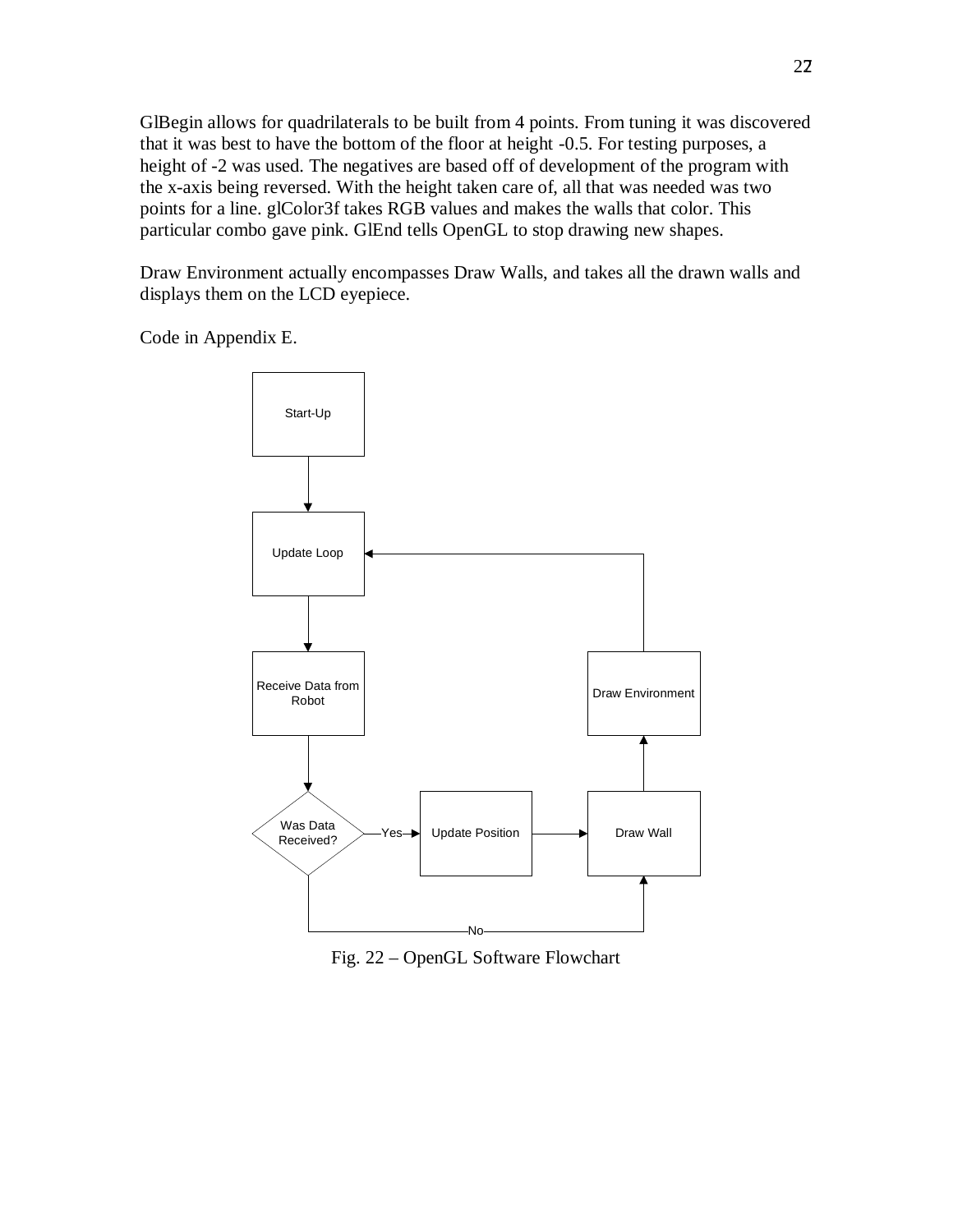GlBegin allows for quadrilaterals to be built from 4 points. From tuning it was discovered that it was best to have the bottom of the floor at height -0.5. For testing purposes, a height of -2 was used. The negatives are based off of development of the program with the x-axis being reversed. With the height taken care of, all that was needed was two points for a line. glColor3f takes RGB values and makes the walls that color. This particular combo gave pink. GlEnd tells OpenGL to stop drawing new shapes.

Draw Environment actually encompasses Draw Walls, and takes all the drawn walls and displays them on the LCD eyepiece.

Code in Appendix E.

Start-Up

Update Loop

Receive Data from Robot

Was Data Received?

Yes

No

Update Position

Draw Wall

Draw Environment

Fig. 22 – OpenGL Software Flowchart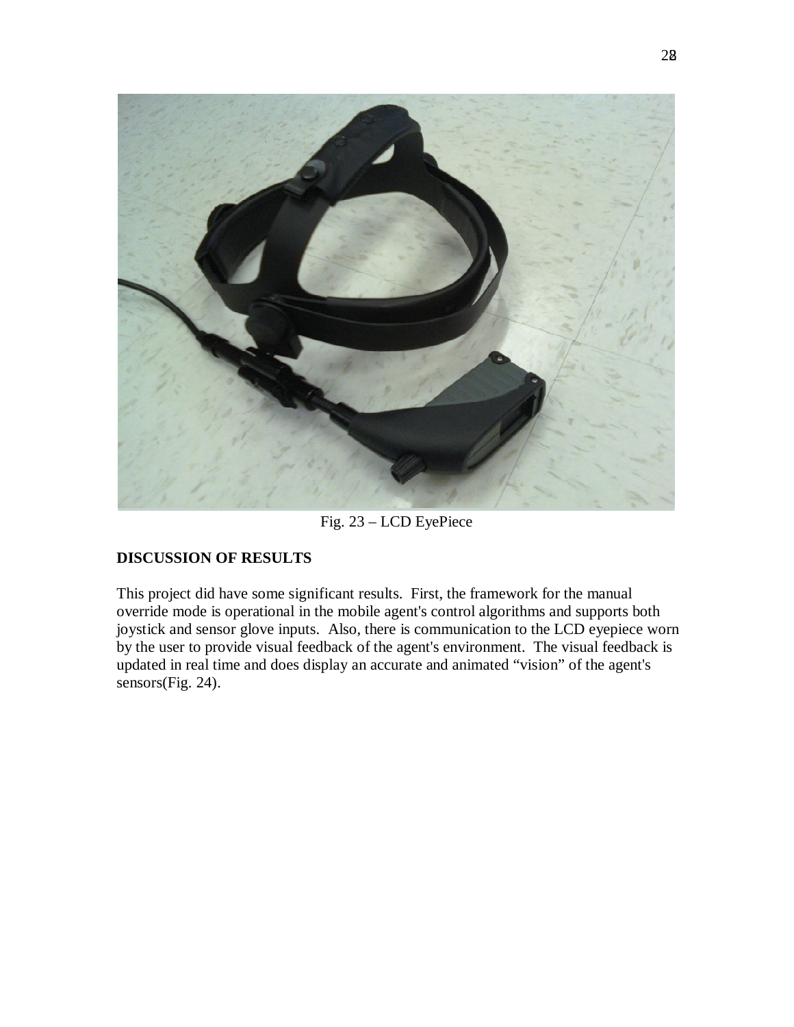Fig. 23 – LCD EyePiece

**DISCUSSION OF RESULTS**

This project did have some significant results. First, the framework for the manual override mode is operational in the mobile agent's control algorithms and supports both joystick and sensor glove inputs. Also, there is communication to the LCD eyepiece worn by the user to provide visual feedback of the agent's environment. The visual feedback is updated in real time and does display an accurate and animated "vision" of the agent's sensors(Fig. 24).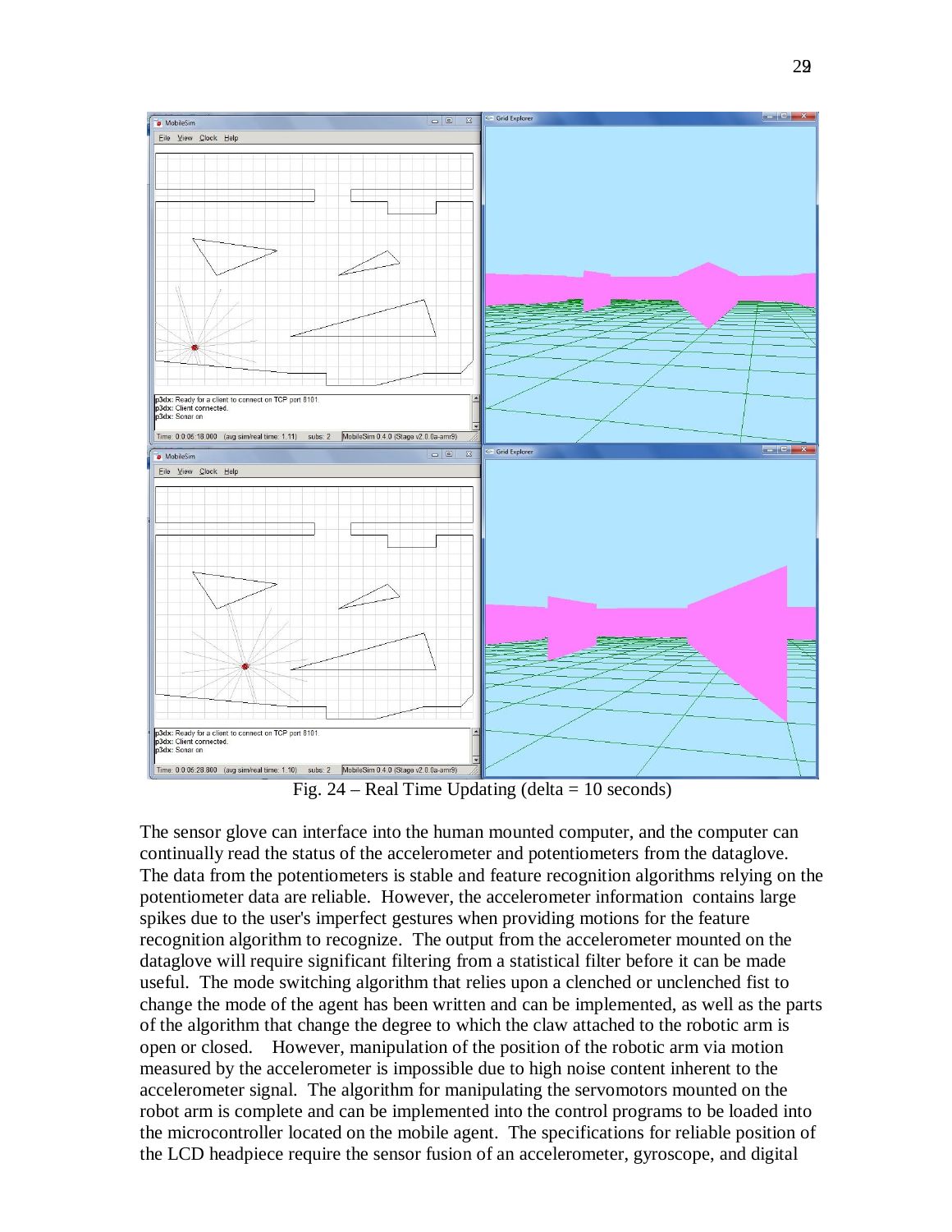Fig. 24 – Real Time Updating (delta = 10 seconds)

The sensor glove can interface into the human mounted computer, and the computer can continually read the status of the accelerometer and potentiometers from the dataglove. The data from the potentiometers is stable and feature recognition algorithms relying on the potentiometer data are reliable. However, the accelerometer information contains large spikes due to the user's imperfect gestures when providing motions for the feature recognition algorithm to recognize. The output from the accelerometer mounted on the dataglove will require significant filtering from a statistical filter before it can be made useful. The mode switching algorithm that relies upon a clenched or unclenched fist to change the mode of the agent has been written and can be implemented, as well as the parts of the algorithm that change the degree to which the claw attached to the robotic arm is open or closed. However, manipulation of the position of the robotic arm via motion measured by the accelerometer is impossible due to high noise content inherent to the accelerometer signal. The algorithm for manipulating the servomotors mounted on the robot arm is complete and can be implemented into the control programs to be loaded into the microcontroller located on the mobile agent. The specifications for reliable position of the LCD headpiece require the sensor fusion of an accelerometer, gyroscope, and digital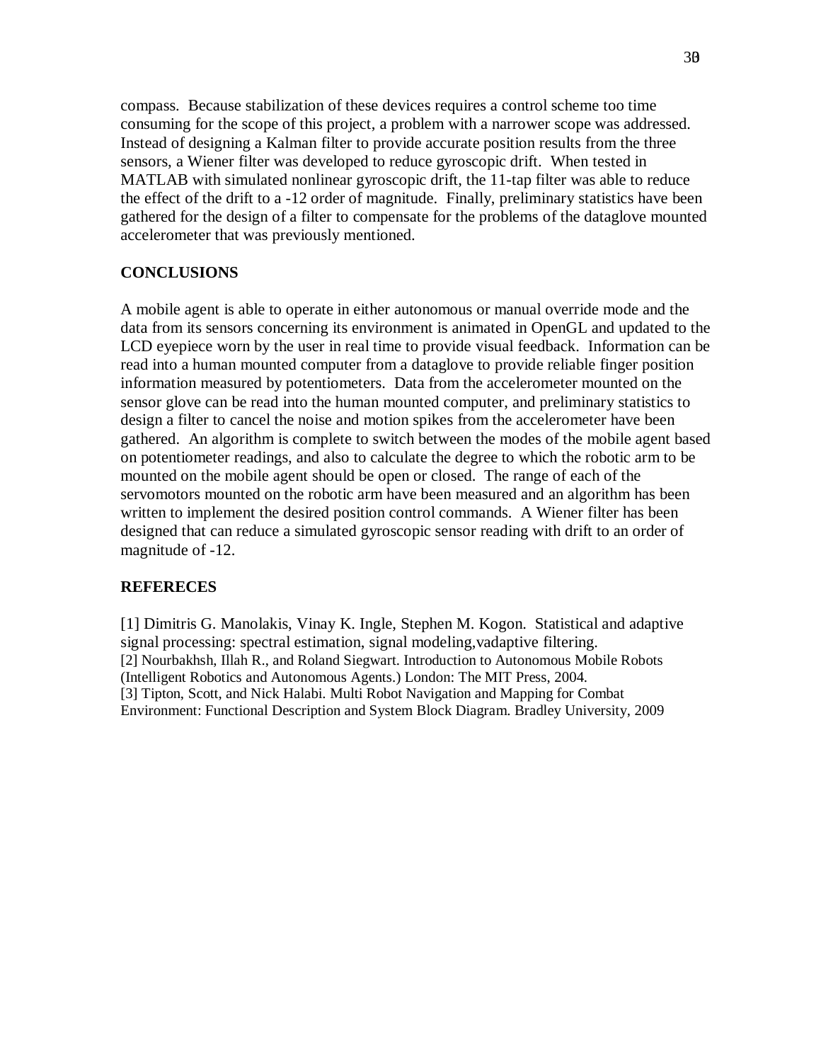compass. Because stabilization of these devices requires a control scheme too time consuming for the scope of this project, a problem with a narrower scope was addressed. Instead of designing a Kalman filter to provide accurate position results from the three sensors, a Wiener filter was developed to reduce gyroscopic drift. When tested in MATLAB with simulated nonlinear gyroscopic drift, the 11-tap filter was able to reduce the effect of the drift to a -12 order of magnitude. Finally, preliminary statistics have been gathered for the design of a filter to compensate for the problems of the dataglove mounted accelerometer that was previously mentioned.

## CONCLUSIONS

A mobile agent is able to operate in either autonomous or manual override mode and the data from its sensors concerning its environment is animated in OpenGL and updated to the LCD eyepiece worn by the user in real time to provide visual feedback. Information can be read into a human mounted computer from a dataglove to provide reliable finger position information measured by potentiometers. Data from the accelerometer mounted on the sensor glove can be read into the human mounted computer, and preliminary statistics to design a filter to cancel the noise and motion spikes from the accelerometer have been gathered. An algorithm is complete to switch between the modes of the mobile agent based on potentiometer readings, and also to calculate the degree to which the robotic arm to be mounted on the mobile agent should be open or closed. The range of each of the servomotors mounted on the robotic arm have been measured and an algorithm has been written to implement the desired position control commands. A Wiener filter has been designed that can reduce a simulated gyroscopic sensor reading with drift to an order of magnitude of -12.

## REFERECES

[1] Dimitris G. Manolakis, Vinay K. Ingle, Stephen M. Kogon. Statistical and adaptive signal processing: spectral estimation, signal modeling,vadaptive filtering.

[2] Nourbakhsh, Illah R., and Roland Siegwart. Introduction to Autonomous Mobile Robots (Intelligent Robotics and Autonomous Agents.) London: The MIT Press, 2004.

[3] Tipton, Scott, and Nick Halabi. Multi Robot Navigation and Mapping for Combat Environment: Functional Description and System Block Diagram. Bradley University, 2009